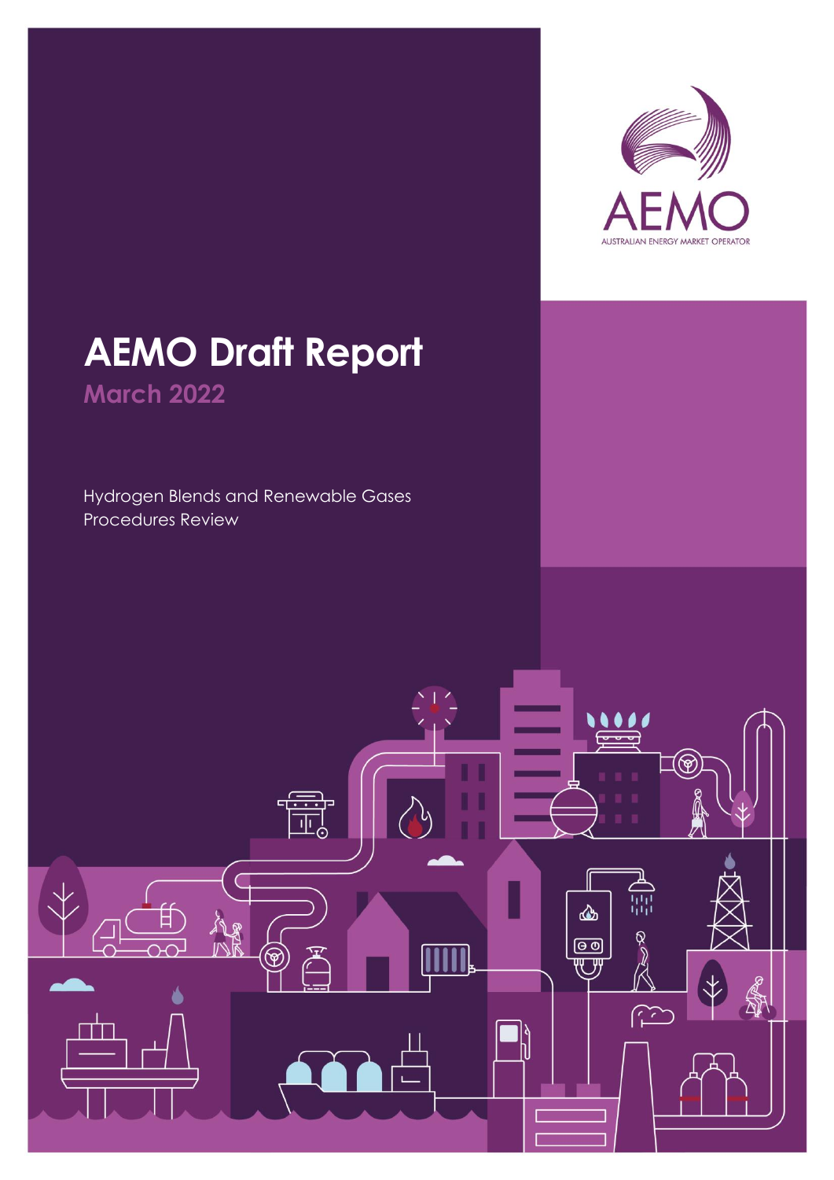AEMO

AUSTRALIAN ENERGY MARKET OPERATOR

# AEMO Draft Report

## March 2022

Hydrogen Blends and Renewable Gases Procedures Review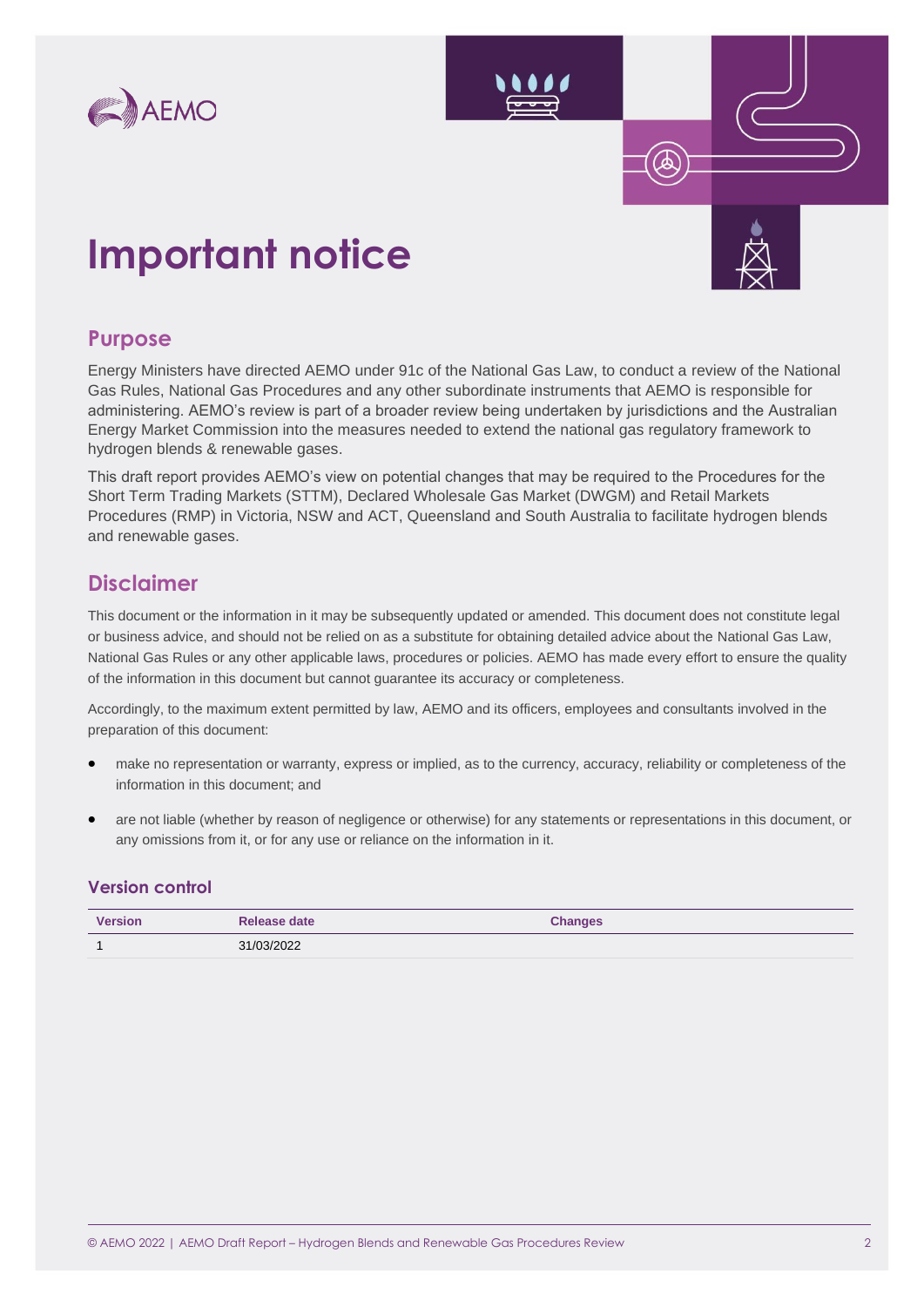# Important notice

## Purpose

Energy Ministers have directed AEMO under 91c of the National Gas Law, to conduct a review of the National Gas Rules, National Gas Procedures and any other subordinate instruments that AEMO is responsible for administering. AEMO's review is part of a broader review being undertaken by jurisdictions and the Australian Energy Market Commission into the measures needed to extend the national gas regulatory framework to hydrogen blends & renewable gases.

This draft report provides AEMO's view on potential changes that may be required to the Procedures for the Short Term Trading Markets (STTM), Declared Wholesale Gas Market (DWGM) and Retail Markets Procedures (RMP) in Victoria, NSW and ACT, Queensland and South Australia to facilitate hydrogen blends and renewable gases.

## Disclaimer

This document or the information in it may be subsequently updated or amended. This document does not constitute legal or business advice, and should not be relied on as a substitute for obtaining detailed advice about the National Gas Law, National Gas Rules or any other applicable laws, procedures or policies. AEMO has made every effort to ensure the quality of the information in this document but cannot guarantee its accuracy or completeness.

Accordingly, to the maximum extent permitted by law, AEMO and its officers, employees and consultants involved in the preparation of this document:

- make no representation or warranty, express or implied, as to the currency, accuracy, reliability or completeness of the information in this document; and
- are not liable (whether by reason of negligence or otherwise) for any statements or representations in this document, or any omissions from it, or for any use or reliance on the information in it.

### Version control

| Version | Release date | Changes |
|---|---|---|
| 1 | 31/03/2022 | |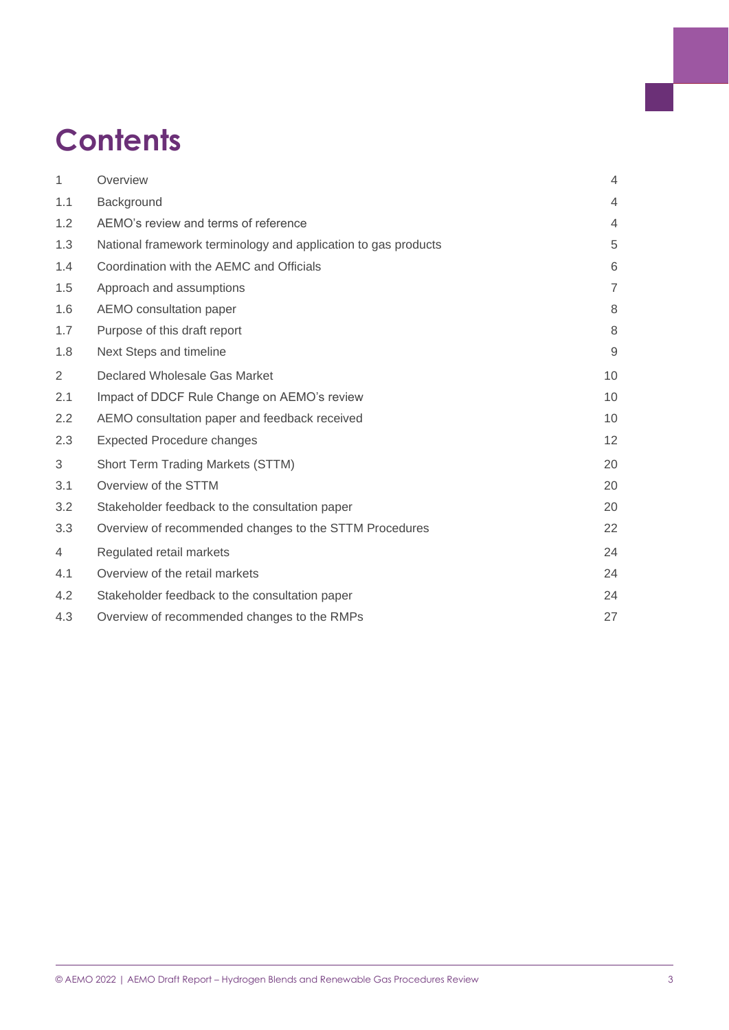# Contents

| | | |
|---|---|---|
| 1 | Overview | 4 |
| 1.1 | Background | 4 |
| 1.2 | AEMO's review and terms of reference | 4 |
| 1.3 | National framework terminology and application to gas products | 5 |
| 1.4 | Coordination with the AEMC and Officials | 6 |
| 1.5 | Approach and assumptions | 7 |
| 1.6 | AEMO consultation paper | 8 |
| 1.7 | Purpose of this draft report | 8 |
| 1.8 | Next Steps and timeline | 9 |
| 2 | Declared Wholesale Gas Market | 10 |
| 2.1 | Impact of DDCF Rule Change on AEMO's review | 10 |
| 2.2 | AEMO consultation paper and feedback received | 10 |
| 2.3 | Expected Procedure changes | 12 |
| 3 | Short Term Trading Markets (STTM) | 20 |
| 3.1 | Overview of the STTM | 20 |
| 3.2 | Stakeholder feedback to the consultation paper | 20 |
| 3.3 | Overview of recommended changes to the STTM Procedures | 22 |
| 4 | Regulated retail markets | 24 |
| 4.1 | Overview of the retail markets | 24 |
| 4.2 | Stakeholder feedback to the consultation paper | 24 |
| 4.3 | Overview of recommended changes to the RMPs | 27 |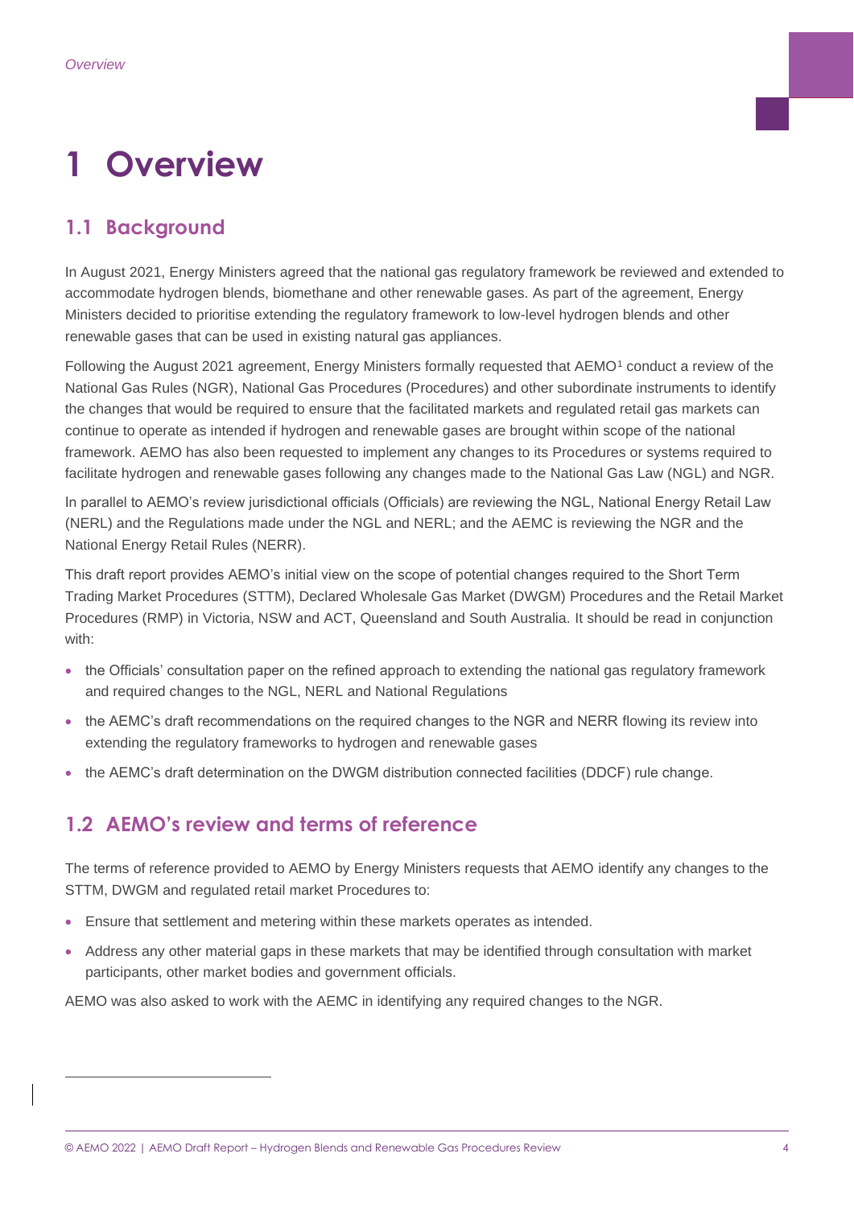# 1 Overview

## 1.1 Background

In August 2021, Energy Ministers agreed that the national gas regulatory framework be reviewed and extended to accommodate hydrogen blends, biomethane and other renewable gases. As part of the agreement, Energy Ministers decided to prioritise extending the regulatory framework to low-level hydrogen blends and other renewable gases that can be used in existing natural gas appliances.

Following the August 2021 agreement, Energy Ministers formally requested that AEMO[1] conduct a review of the National Gas Rules (NGR), National Gas Procedures (Procedures) and other subordinate instruments to identify the changes that would be required to ensure that the facilitated markets and regulated retail gas markets can continue to operate as intended if hydrogen and renewable gases are brought within scope of the national framework. AEMO has also been requested to implement any changes to its Procedures or systems required to facilitate hydrogen and renewable gases following any changes made to the National Gas Law (NGL) and NGR.

In parallel to AEMO's review jurisdictional officials (Officials) are reviewing the NGL, National Energy Retail Law (NERL) and the Regulations made under the NGL and NERL; and the AEMC is reviewing the NGR and the National Energy Retail Rules (NERR).

This draft report provides AEMO's initial view on the scope of potential changes required to the Short Term Trading Market Procedures (STTM), Declared Wholesale Gas Market (DWGM) Procedures and the Retail Market Procedures (RMP) in Victoria, NSW and ACT, Queensland and South Australia. It should be read in conjunction with:

- the Officials' consultation paper on the refined approach to extending the national gas regulatory framework and required changes to the NGL, NERL and National Regulations
- the AEMC's draft recommendations on the required changes to the NGR and NERR flowing its review into extending the regulatory frameworks to hydrogen and renewable gases
- the AEMC's draft determination on the DWGM distribution connected facilities (DDCF) rule change.

## 1.2 AEMO's review and terms of reference

The terms of reference provided to AEMO by Energy Ministers requests that AEMO identify any changes to the STTM, DWGM and regulated retail market Procedures to:

- Ensure that settlement and metering within these markets operates as intended.
- Address any other material gaps in these markets that may be identified through consultation with market participants, other market bodies and government officials.

AEMO was also asked to work with the AEMC in identifying any required changes to the NGR.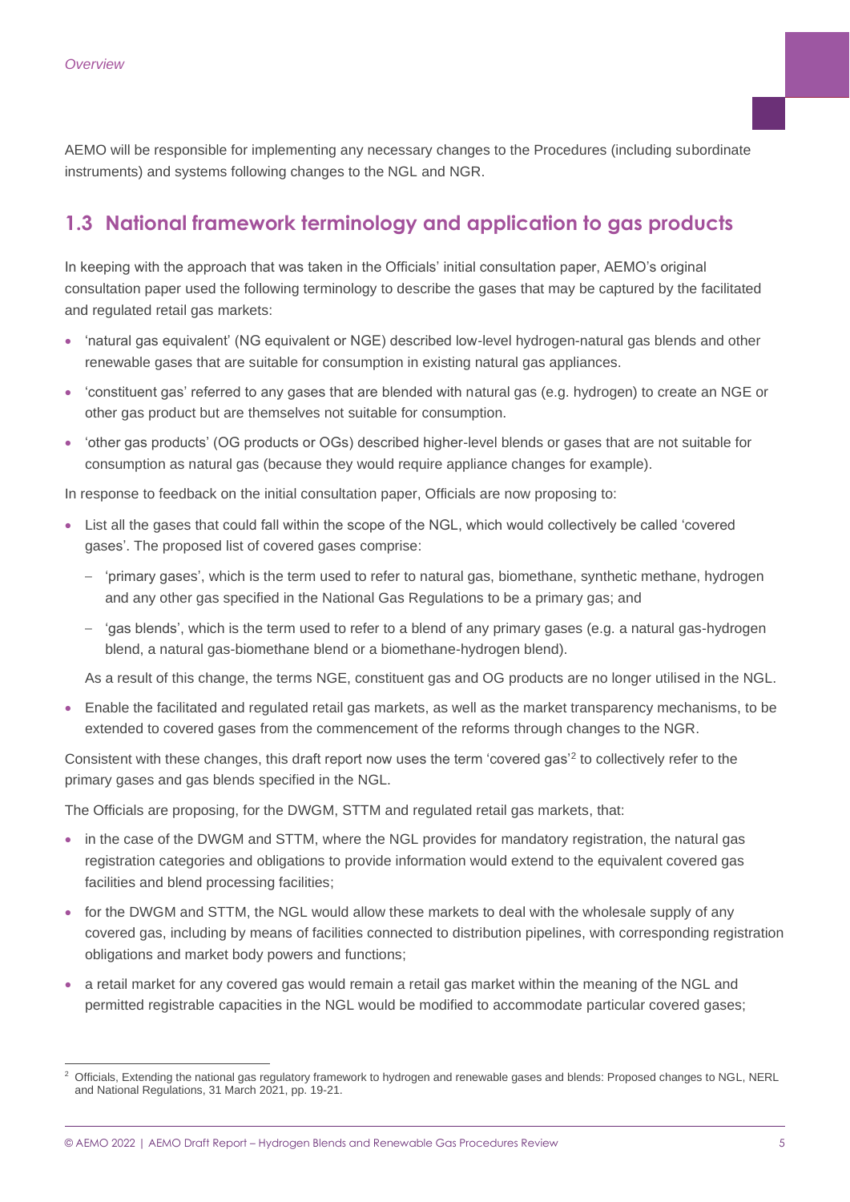AEMO will be responsible for implementing any necessary changes to the Procedures (including subordinate instruments) and systems following changes to the NGL and NGR.

## 1.3 National framework terminology and application to gas products

In keeping with the approach that was taken in the Officials' initial consultation paper, AEMO's original consultation paper used the following terminology to describe the gases that may be captured by the facilitated and regulated retail gas markets:

- 'natural gas equivalent' (NG equivalent or NGE) described low-level hydrogen-natural gas blends and other renewable gases that are suitable for consumption in existing natural gas appliances.
- 'constituent gas' referred to any gases that are blended with natural gas (e.g. hydrogen) to create an NGE or other gas product but are themselves not suitable for consumption.
- 'other gas products' (OG products or OGs) described higher-level blends or gases that are not suitable for consumption as natural gas (because they would require appliance changes for example).

In response to feedback on the initial consultation paper, Officials are now proposing to:

- List all the gases that could fall within the scope of the NGL, which would collectively be called 'covered gases'. The proposed list of covered gases comprise:
  - 'primary gases', which is the term used to refer to natural gas, biomethane, synthetic methane, hydrogen and any other gas specified in the National Gas Regulations to be a primary gas; and
  - 'gas blends', which is the term used to refer to a blend of any primary gases (e.g. a natural gas-hydrogen blend, a natural gas-biomethane blend or a biomethane-hydrogen blend).

  As a result of this change, the terms NGE, constituent gas and OG products are no longer utilised in the NGL.
- Enable the facilitated and regulated retail gas markets, as well as the market transparency mechanisms, to be extended to covered gases from the commencement of the reforms through changes to the NGR.

Consistent with these changes, this draft report now uses the term 'covered gas'[2] to collectively refer to the primary gases and gas blends specified in the NGL.

The Officials are proposing, for the DWGM, STTM and regulated retail gas markets, that:

- in the case of the DWGM and STTM, where the NGL provides for mandatory registration, the natural gas registration categories and obligations to provide information would extend to the equivalent covered gas facilities and blend processing facilities;
- for the DWGM and STTM, the NGL would allow these markets to deal with the wholesale supply of any covered gas, including by means of facilities connected to distribution pipelines, with corresponding registration obligations and market body powers and functions;
- a retail market for any covered gas would remain a retail gas market within the meaning of the NGL and permitted registrable capacities in the NGL would be modified to accommodate particular covered gases;

[2] Officials, Extending the national gas regulatory framework to hydrogen and renewable gases and blends: Proposed changes to NGL, NERL and National Regulations, 31 March 2021, pp. 19-21.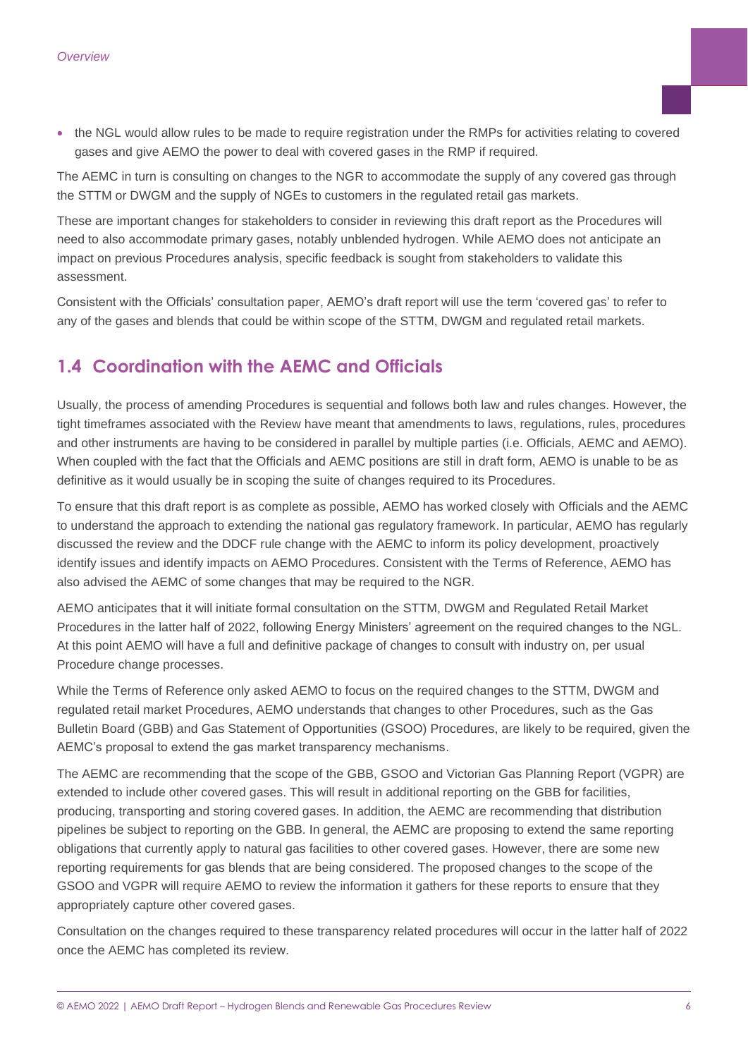- the NGL would allow rules to be made to require registration under the RMPs for activities relating to covered gases and give AEMO the power to deal with covered gases in the RMP if required.

The AEMC in turn is consulting on changes to the NGR to accommodate the supply of any covered gas through the STTM or DWGM and the supply of NGEs to customers in the regulated retail gas markets.

These are important changes for stakeholders to consider in reviewing this draft report as the Procedures will need to also accommodate primary gases, notably unblended hydrogen. While AEMO does not anticipate an impact on previous Procedures analysis, specific feedback is sought from stakeholders to validate this assessment.

Consistent with the Officials' consultation paper, AEMO's draft report will use the term 'covered gas' to refer to any of the gases and blends that could be within scope of the STTM, DWGM and regulated retail markets.

## 1.4 Coordination with the AEMC and Officials

Usually, the process of amending Procedures is sequential and follows both law and rules changes. However, the tight timeframes associated with the Review have meant that amendments to laws, regulations, rules, procedures and other instruments are having to be considered in parallel by multiple parties (i.e. Officials, AEMC and AEMO). When coupled with the fact that the Officials and AEMC positions are still in draft form, AEMO is unable to be as definitive as it would usually be in scoping the suite of changes required to its Procedures.

To ensure that this draft report is as complete as possible, AEMO has worked closely with Officials and the AEMC to understand the approach to extending the national gas regulatory framework. In particular, AEMO has regularly discussed the review and the DDCF rule change with the AEMC to inform its policy development, proactively identify issues and identify impacts on AEMO Procedures. Consistent with the Terms of Reference, AEMO has also advised the AEMC of some changes that may be required to the NGR.

AEMO anticipates that it will initiate formal consultation on the STTM, DWGM and Regulated Retail Market Procedures in the latter half of 2022, following Energy Ministers' agreement on the required changes to the NGL. At this point AEMO will have a full and definitive package of changes to consult with industry on, per usual Procedure change processes.

While the Terms of Reference only asked AEMO to focus on the required changes to the STTM, DWGM and regulated retail market Procedures, AEMO understands that changes to other Procedures, such as the Gas Bulletin Board (GBB) and Gas Statement of Opportunities (GSOO) Procedures, are likely to be required, given the AEMC's proposal to extend the gas market transparency mechanisms.

The AEMC are recommending that the scope of the GBB, GSOO and Victorian Gas Planning Report (VGPR) are extended to include other covered gases. This will result in additional reporting on the GBB for facilities, producing, transporting and storing covered gases. In addition, the AEMC are recommending that distribution pipelines be subject to reporting on the GBB. In general, the AEMC are proposing to extend the same reporting obligations that currently apply to natural gas facilities to other covered gases. However, there are some new reporting requirements for gas blends that are being considered. The proposed changes to the scope of the GSOO and VGPR will require AEMO to review the information it gathers for these reports to ensure that they appropriately capture other covered gases.

Consultation on the changes required to these transparency related procedures will occur in the latter half of 2022 once the AEMC has completed its review.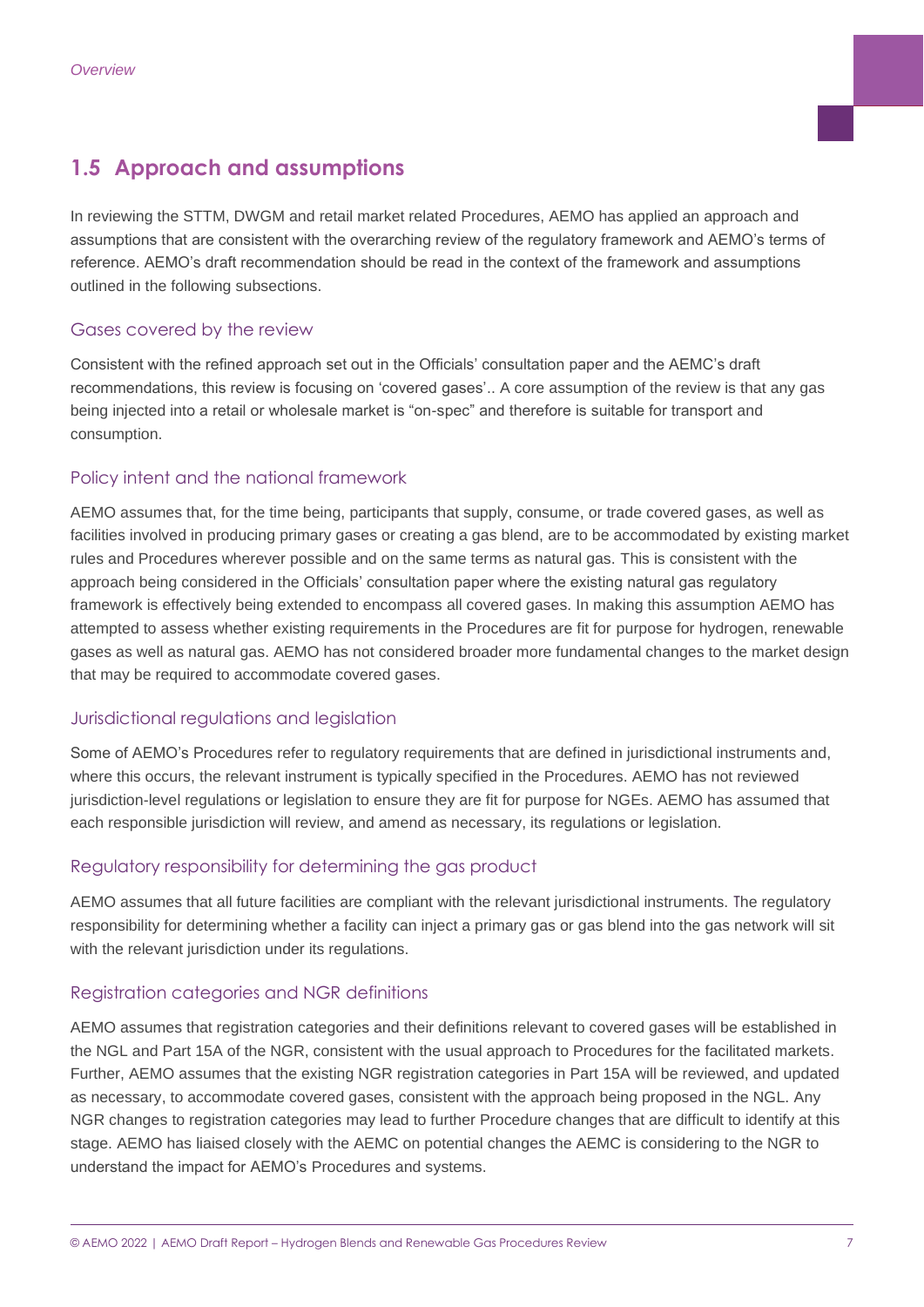## 1.5 Approach and assumptions

In reviewing the STTM, DWGM and retail market related Procedures, AEMO has applied an approach and assumptions that are consistent with the overarching review of the regulatory framework and AEMO's terms of reference. AEMO's draft recommendation should be read in the context of the framework and assumptions outlined in the following subsections.

### Gases covered by the review

Consistent with the refined approach set out in the Officials' consultation paper and the AEMC's draft recommendations, this review is focusing on 'covered gases'.. A core assumption of the review is that any gas being injected into a retail or wholesale market is "on-spec" and therefore is suitable for transport and consumption.

### Policy intent and the national framework

AEMO assumes that, for the time being, participants that supply, consume, or trade covered gases, as well as facilities involved in producing primary gases or creating a gas blend, are to be accommodated by existing market rules and Procedures wherever possible and on the same terms as natural gas. This is consistent with the approach being considered in the Officials' consultation paper where the existing natural gas regulatory framework is effectively being extended to encompass all covered gases. In making this assumption AEMO has attempted to assess whether existing requirements in the Procedures are fit for purpose for hydrogen, renewable gases as well as natural gas. AEMO has not considered broader more fundamental changes to the market design that may be required to accommodate covered gases.

### Jurisdictional regulations and legislation

Some of AEMO's Procedures refer to regulatory requirements that are defined in jurisdictional instruments and, where this occurs, the relevant instrument is typically specified in the Procedures. AEMO has not reviewed jurisdiction-level regulations or legislation to ensure they are fit for purpose for NGEs. AEMO has assumed that each responsible jurisdiction will review, and amend as necessary, its regulations or legislation.

### Regulatory responsibility for determining the gas product

AEMO assumes that all future facilities are compliant with the relevant jurisdictional instruments. The regulatory responsibility for determining whether a facility can inject a primary gas or gas blend into the gas network will sit with the relevant jurisdiction under its regulations.

### Registration categories and NGR definitions

AEMO assumes that registration categories and their definitions relevant to covered gases will be established in the NGL and Part 15A of the NGR, consistent with the usual approach to Procedures for the facilitated markets. Further, AEMO assumes that the existing NGR registration categories in Part 15A will be reviewed, and updated as necessary, to accommodate covered gases, consistent with the approach being proposed in the NGL. Any NGR changes to registration categories may lead to further Procedure changes that are difficult to identify at this stage. AEMO has liaised closely with the AEMC on potential changes the AEMC is considering to the NGR to understand the impact for AEMO's Procedures and systems.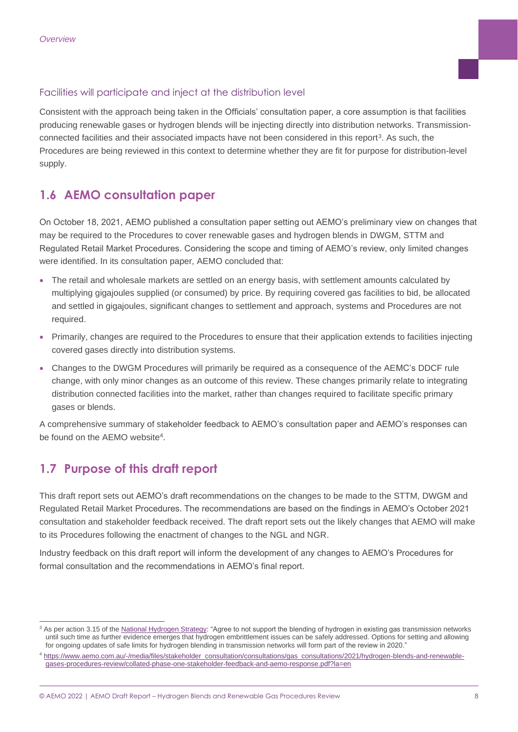### Facilities will participate and inject at the distribution level

Consistent with the approach being taken in the Officials' consultation paper, a core assumption is that facilities producing renewable gases or hydrogen blends will be injecting directly into distribution networks. Transmission-connected facilities and their associated impacts have not been considered in this report[3]. As such, the Procedures are being reviewed in this context to determine whether they are fit for purpose for distribution-level supply.

## 1.6 AEMO consultation paper

On October 18, 2021, AEMO published a consultation paper setting out AEMO's preliminary view on changes that may be required to the Procedures to cover renewable gases and hydrogen blends in DWGM, STTM and Regulated Retail Market Procedures. Considering the scope and timing of AEMO's review, only limited changes were identified. In its consultation paper, AEMO concluded that:

- The retail and wholesale markets are settled on an energy basis, with settlement amounts calculated by multiplying gigajoules supplied (or consumed) by price. By requiring covered gas facilities to bid, be allocated and settled in gigajoules, significant changes to settlement and approach, systems and Procedures are not required.
- Primarily, changes are required to the Procedures to ensure that their application extends to facilities injecting covered gases directly into distribution systems.
- Changes to the DWGM Procedures will primarily be required as a consequence of the AEMC's DDCF rule change, with only minor changes as an outcome of this review. These changes primarily relate to integrating distribution connected facilities into the market, rather than changes required to facilitate specific primary gases or blends.

A comprehensive summary of stakeholder feedback to AEMO's consultation paper and AEMO's responses can be found on the AEMO website[4].

## 1.7 Purpose of this draft report

This draft report sets out AEMO's draft recommendations on the changes to be made to the STTM, DWGM and Regulated Retail Market Procedures. The recommendations are based on the findings in AEMO's October 2021 consultation and stakeholder feedback received. The draft report sets out the likely changes that AEMO will make to its Procedures following the enactment of changes to the NGL and NGR.

Industry feedback on this draft report will inform the development of any changes to AEMO's Procedures for formal consultation and the recommendations in AEMO's final report.

---

[3] As per action 3.15 of the National Hydrogen Strategy: "Agree to not support the blending of hydrogen in existing gas transmission networks until such time as further evidence emerges that hydrogen embrittlement issues can be safely addressed. Options for setting and allowing for ongoing updates of safe limits for hydrogen blending in transmission networks will form part of the review in 2020."

[4] https://www.aemo.com.au/-/media/files/stakeholder_consultation/consultations/gas_consultations/2021/hydrogen-blends-and-renewable-gases-procedures-review/collated-phase-one-stakeholder-feedback-and-aemo-response.pdf?la=en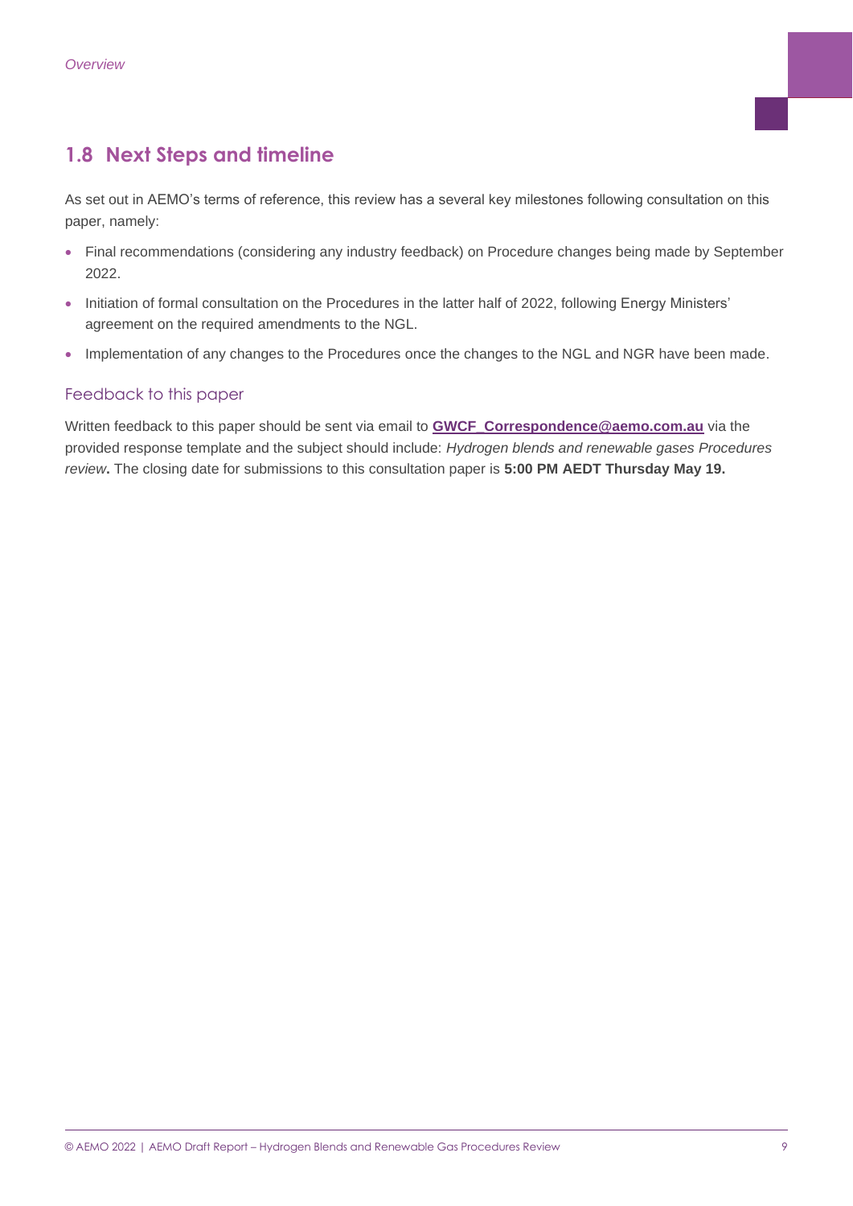## 1.8 Next Steps and timeline

As set out in AEMO's terms of reference, this review has a several key milestones following consultation on this paper, namely:

- Final recommendations (considering any industry feedback) on Procedure changes being made by September 2022.
- Initiation of formal consultation on the Procedures in the latter half of 2022, following Energy Ministers' agreement on the required amendments to the NGL.
- Implementation of any changes to the Procedures once the changes to the NGL and NGR have been made.

### Feedback to this paper

Written feedback to this paper should be sent via email to **GWCF_Correspondence@aemo.com.au** via the provided response template and the subject should include: *Hydrogen blends and renewable gases Procedures review***.** The closing date for submissions to this consultation paper is **5:00 PM AEDT Thursday May 19.**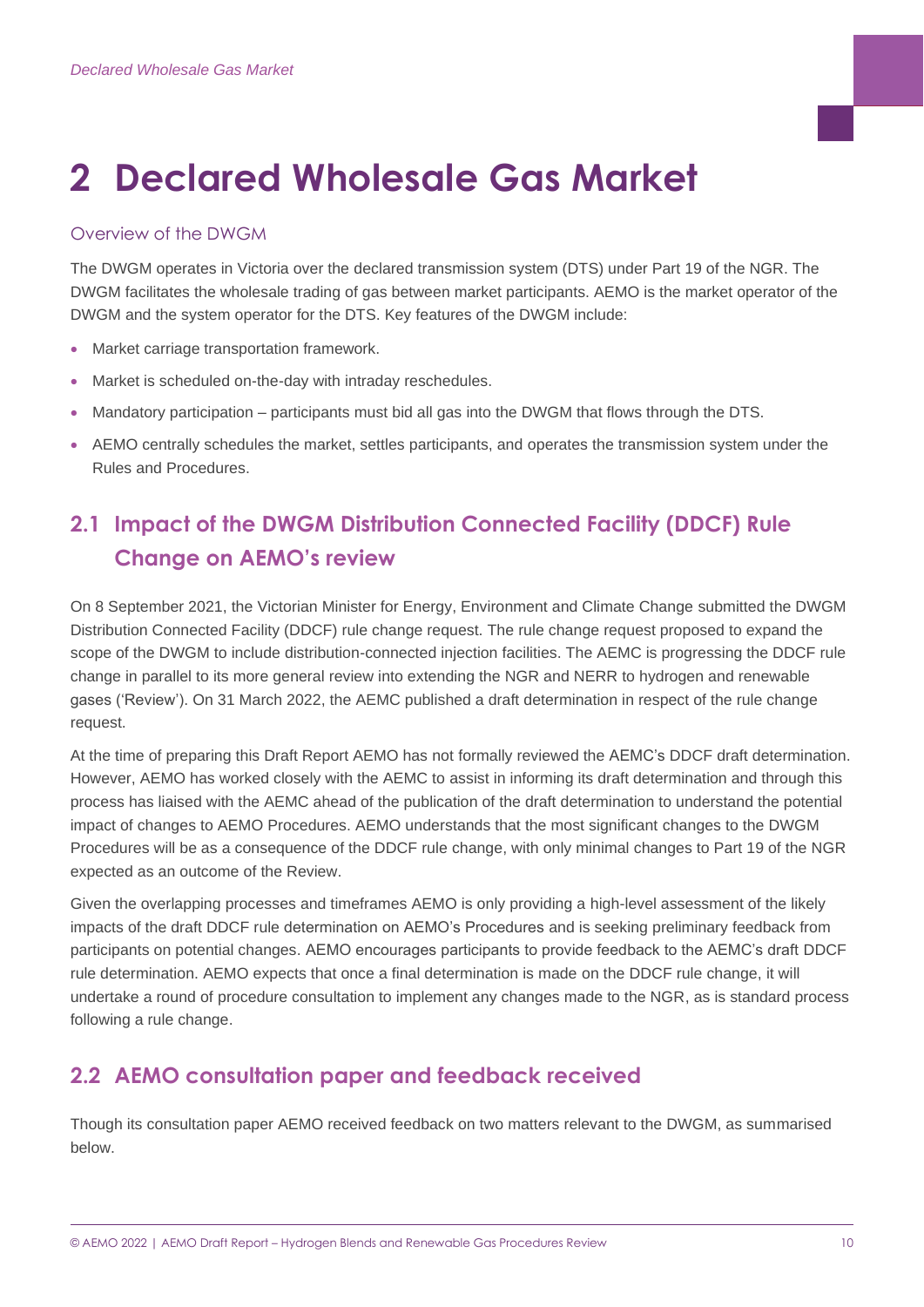# 2 Declared Wholesale Gas Market

### Overview of the DWGM

The DWGM operates in Victoria over the declared transmission system (DTS) under Part 19 of the NGR. The DWGM facilitates the wholesale trading of gas between market participants. AEMO is the market operator of the DWGM and the system operator for the DTS. Key features of the DWGM include:

- Market carriage transportation framework.
- Market is scheduled on-the-day with intraday reschedules.
- Mandatory participation – participants must bid all gas into the DWGM that flows through the DTS.
- AEMO centrally schedules the market, settles participants, and operates the transmission system under the Rules and Procedures.

## 2.1 Impact of the DWGM Distribution Connected Facility (DDCF) Rule Change on AEMO's review

On 8 September 2021, the Victorian Minister for Energy, Environment and Climate Change submitted the DWGM Distribution Connected Facility (DDCF) rule change request. The rule change request proposed to expand the scope of the DWGM to include distribution-connected injection facilities. The AEMC is progressing the DDCF rule change in parallel to its more general review into extending the NGR and NERR to hydrogen and renewable gases ('Review'). On 31 March 2022, the AEMC published a draft determination in respect of the rule change request.

At the time of preparing this Draft Report AEMO has not formally reviewed the AEMC's DDCF draft determination. However, AEMO has worked closely with the AEMC to assist in informing its draft determination and through this process has liaised with the AEMC ahead of the publication of the draft determination to understand the potential impact of changes to AEMO Procedures. AEMO understands that the most significant changes to the DWGM Procedures will be as a consequence of the DDCF rule change, with only minimal changes to Part 19 of the NGR expected as an outcome of the Review.

Given the overlapping processes and timeframes AEMO is only providing a high-level assessment of the likely impacts of the draft DDCF rule determination on AEMO's Procedures and is seeking preliminary feedback from participants on potential changes. AEMO encourages participants to provide feedback to the AEMC's draft DDCF rule determination. AEMO expects that once a final determination is made on the DDCF rule change, it will undertake a round of procedure consultation to implement any changes made to the NGR, as is standard process following a rule change.

## 2.2 AEMO consultation paper and feedback received

Though its consultation paper AEMO received feedback on two matters relevant to the DWGM, as summarised below.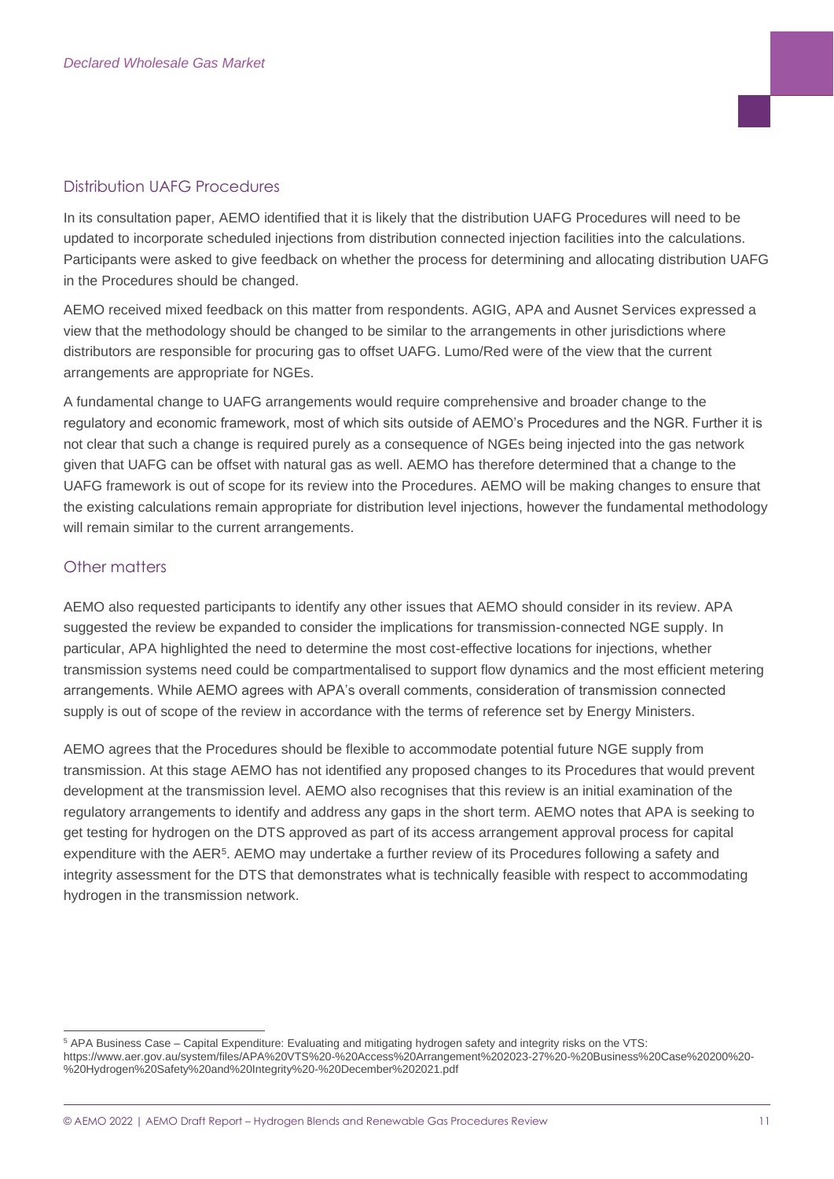## Distribution UAFG Procedures

In its consultation paper, AEMO identified that it is likely that the distribution UAFG Procedures will need to be updated to incorporate scheduled injections from distribution connected injection facilities into the calculations. Participants were asked to give feedback on whether the process for determining and allocating distribution UAFG in the Procedures should be changed.

AEMO received mixed feedback on this matter from respondents. AGIG, APA and Ausnet Services expressed a view that the methodology should be changed to be similar to the arrangements in other jurisdictions where distributors are responsible for procuring gas to offset UAFG. Lumo/Red were of the view that the current arrangements are appropriate for NGEs.

A fundamental change to UAFG arrangements would require comprehensive and broader change to the regulatory and economic framework, most of which sits outside of AEMO's Procedures and the NGR. Further it is not clear that such a change is required purely as a consequence of NGEs being injected into the gas network given that UAFG can be offset with natural gas as well. AEMO has therefore determined that a change to the UAFG framework is out of scope for its review into the Procedures. AEMO will be making changes to ensure that the existing calculations remain appropriate for distribution level injections, however the fundamental methodology will remain similar to the current arrangements.

## Other matters

AEMO also requested participants to identify any other issues that AEMO should consider in its review. APA suggested the review be expanded to consider the implications for transmission-connected NGE supply. In particular, APA highlighted the need to determine the most cost-effective locations for injections, whether transmission systems need could be compartmentalised to support flow dynamics and the most efficient metering arrangements. While AEMO agrees with APA's overall comments, consideration of transmission connected supply is out of scope of the review in accordance with the terms of reference set by Energy Ministers.

AEMO agrees that the Procedures should be flexible to accommodate potential future NGE supply from transmission. At this stage AEMO has not identified any proposed changes to its Procedures that would prevent development at the transmission level. AEMO also recognises that this review is an initial examination of the regulatory arrangements to identify and address any gaps in the short term. AEMO notes that APA is seeking to get testing for hydrogen on the DTS approved as part of its access arrangement approval process for capital expenditure with the AER[5]. AEMO may undertake a further review of its Procedures following a safety and integrity assessment for the DTS that demonstrates what is technically feasible with respect to accommodating hydrogen in the transmission network.

[5] APA Business Case – Capital Expenditure: Evaluating and mitigating hydrogen safety and integrity risks on the VTS: https://www.aer.gov.au/system/files/APA%20VTS%20-%20Access%20Arrangement%202023-27%20-%20Business%20Case%20200%20-%20Hydrogen%20Safety%20and%20Integrity%20-%20December%202021.pdf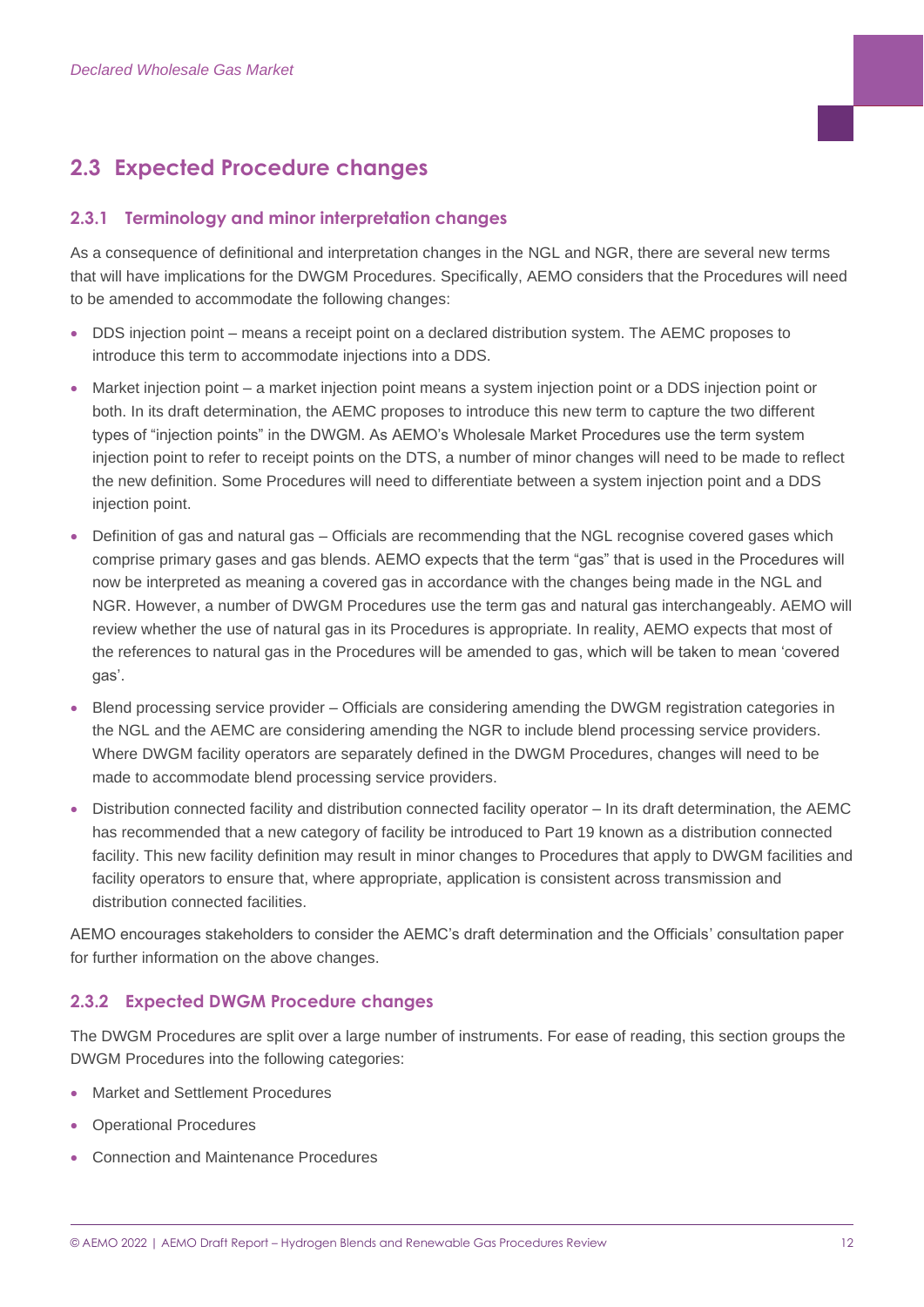## 2.3 Expected Procedure changes

### 2.3.1 Terminology and minor interpretation changes

As a consequence of definitional and interpretation changes in the NGL and NGR, there are several new terms that will have implications for the DWGM Procedures. Specifically, AEMO considers that the Procedures will need to be amended to accommodate the following changes:

- DDS injection point – means a receipt point on a declared distribution system. The AEMC proposes to introduce this term to accommodate injections into a DDS.
- Market injection point – a market injection point means a system injection point or a DDS injection point or both. In its draft determination, the AEMC proposes to introduce this new term to capture the two different types of "injection points" in the DWGM. As AEMO's Wholesale Market Procedures use the term system injection point to refer to receipt points on the DTS, a number of minor changes will need to be made to reflect the new definition. Some Procedures will need to differentiate between a system injection point and a DDS injection point.
- Definition of gas and natural gas – Officials are recommending that the NGL recognise covered gases which comprise primary gases and gas blends. AEMO expects that the term "gas" that is used in the Procedures will now be interpreted as meaning a covered gas in accordance with the changes being made in the NGL and NGR. However, a number of DWGM Procedures use the term gas and natural gas interchangeably. AEMO will review whether the use of natural gas in its Procedures is appropriate. In reality, AEMO expects that most of the references to natural gas in the Procedures will be amended to gas, which will be taken to mean 'covered gas'.
- Blend processing service provider – Officials are considering amending the DWGM registration categories in the NGL and the AEMC are considering amending the NGR to include blend processing service providers. Where DWGM facility operators are separately defined in the DWGM Procedures, changes will need to be made to accommodate blend processing service providers.
- Distribution connected facility and distribution connected facility operator – In its draft determination, the AEMC has recommended that a new category of facility be introduced to Part 19 known as a distribution connected facility. This new facility definition may result in minor changes to Procedures that apply to DWGM facilities and facility operators to ensure that, where appropriate, application is consistent across transmission and distribution connected facilities.

AEMO encourages stakeholders to consider the AEMC's draft determination and the Officials' consultation paper for further information on the above changes.

### 2.3.2 Expected DWGM Procedure changes

The DWGM Procedures are split over a large number of instruments. For ease of reading, this section groups the DWGM Procedures into the following categories:

- Market and Settlement Procedures
- Operational Procedures
- Connection and Maintenance Procedures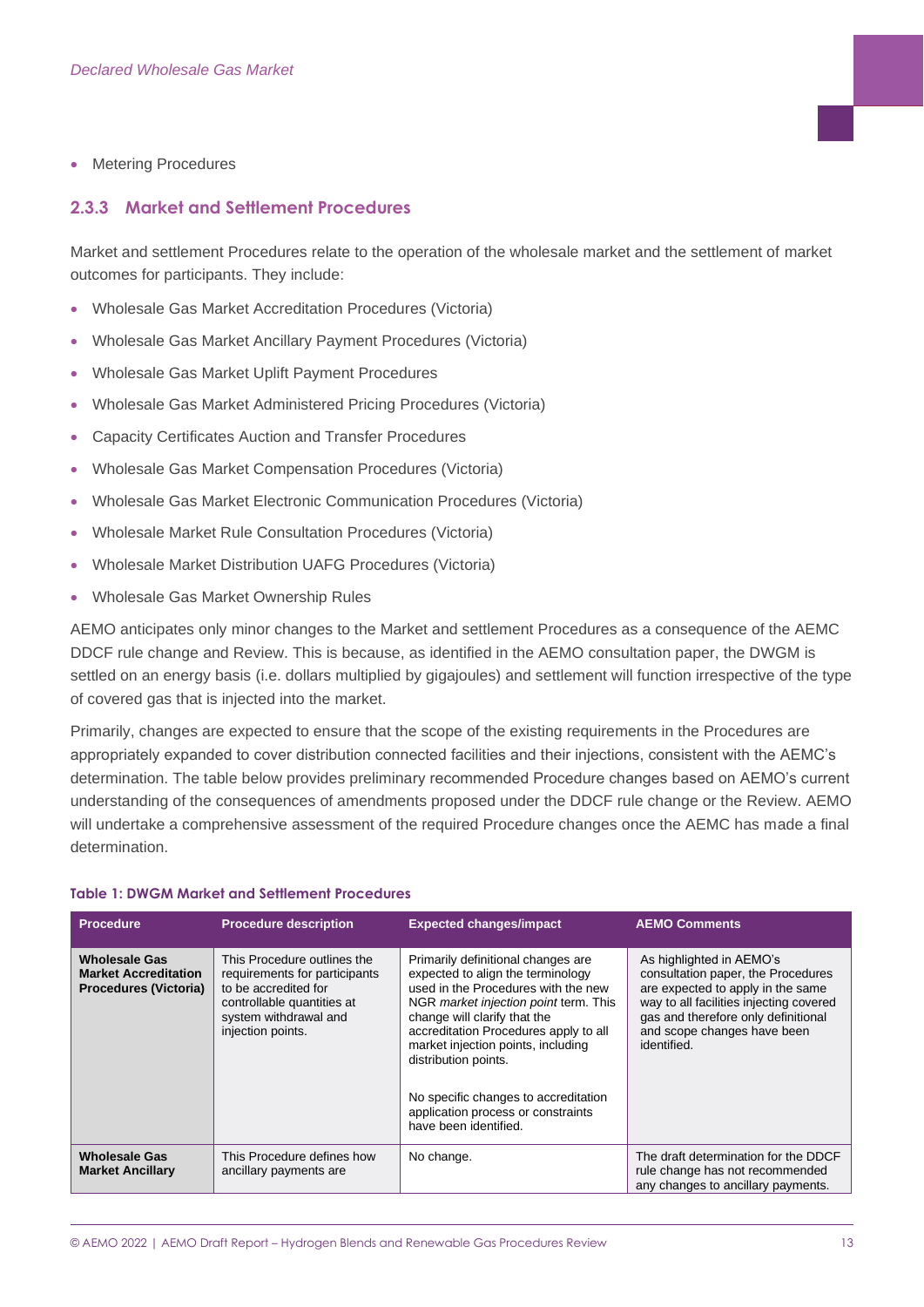- Metering Procedures

### 2.3.3 Market and Settlement Procedures

Market and settlement Procedures relate to the operation of the wholesale market and the settlement of market outcomes for participants. They include:

- Wholesale Gas Market Accreditation Procedures (Victoria)
- Wholesale Gas Market Ancillary Payment Procedures (Victoria)
- Wholesale Gas Market Uplift Payment Procedures
- Wholesale Gas Market Administered Pricing Procedures (Victoria)
- Capacity Certificates Auction and Transfer Procedures
- Wholesale Gas Market Compensation Procedures (Victoria)
- Wholesale Gas Market Electronic Communication Procedures (Victoria)
- Wholesale Market Rule Consultation Procedures (Victoria)
- Wholesale Market Distribution UAFG Procedures (Victoria)
- Wholesale Gas Market Ownership Rules

AEMO anticipates only minor changes to the Market and settlement Procedures as a consequence of the AEMC DDCF rule change and Review. This is because, as identified in the AEMO consultation paper, the DWGM is settled on an energy basis (i.e. dollars multiplied by gigajoules) and settlement will function irrespective of the type of covered gas that is injected into the market.

Primarily, changes are expected to ensure that the scope of the existing requirements in the Procedures are appropriately expanded to cover distribution connected facilities and their injections, consistent with the AEMC's determination. The table below provides preliminary recommended Procedure changes based on AEMO's current understanding of the consequences of amendments proposed under the DDCF rule change or the Review. AEMO will undertake a comprehensive assessment of the required Procedure changes once the AEMC has made a final determination.

**Table 1: DWGM Market and Settlement Procedures**

| Procedure | Procedure description | Expected changes/impact | AEMO Comments |
|---|---|---|---|
| **Wholesale Gas Market Accreditation Procedures (Victoria)** | This Procedure outlines the requirements for participants to be accredited for controllable quantities at system withdrawal and injection points. | Primarily definitional changes are expected to align the terminology used in the Procedures with the new NGR *market injection point* term. This change will clarify that the accreditation Procedures apply to all market injection points, including distribution points.<br><br>No specific changes to accreditation application process or constraints have been identified. | As highlighted in AEMO's consultation paper, the Procedures are expected to apply in the same way to all facilities injecting covered gas and therefore only definitional and scope changes have been identified. |
| **Wholesale Gas Market Ancillary** | This Procedure defines how ancillary payments are | No change. | The draft determination for the DDCF rule change has not recommended any changes to ancillary payments. |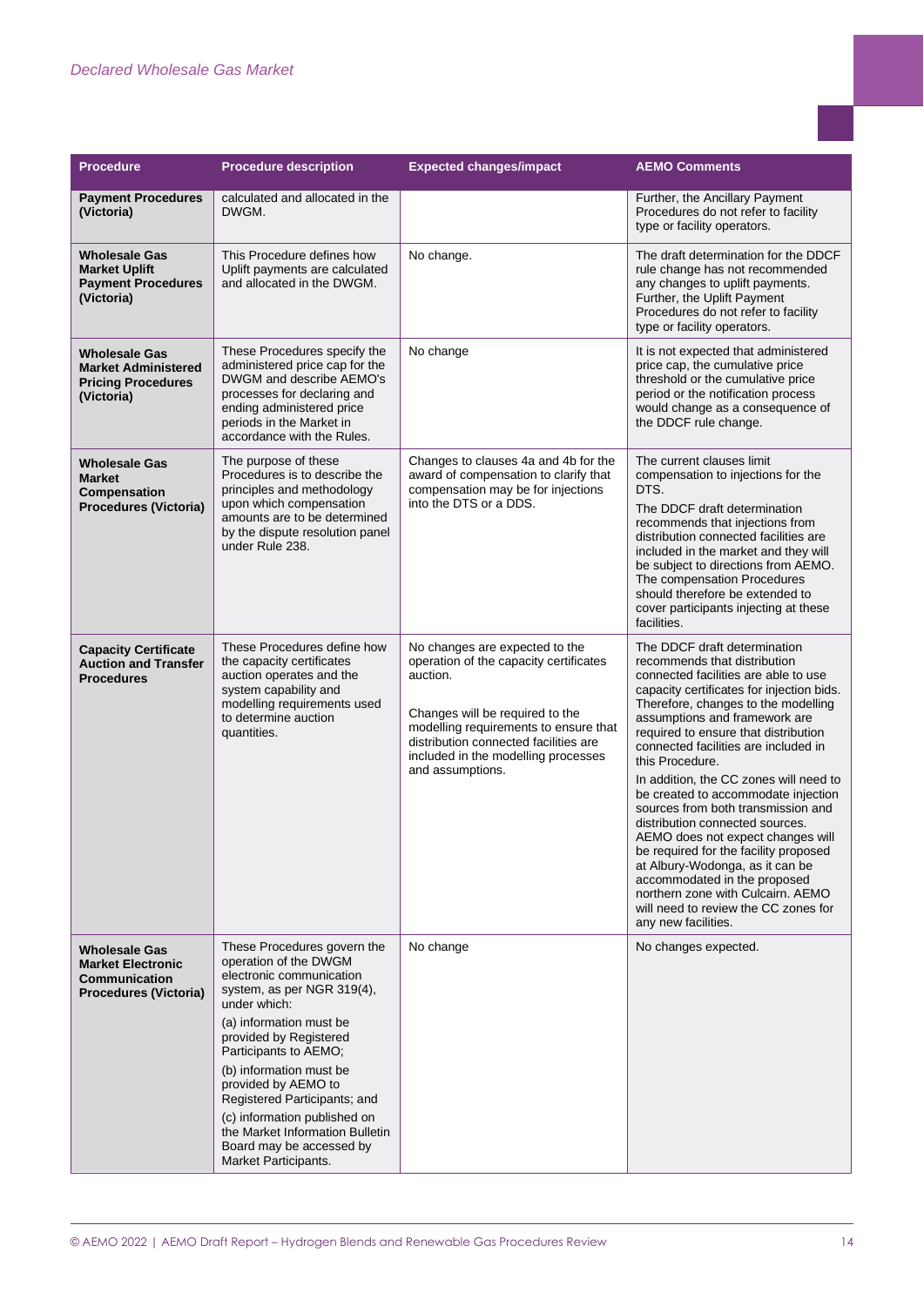| Procedure | Procedure description | Expected changes/impact | AEMO Comments |
| --- | --- | --- | --- |
| **Payment Procedures (Victoria)** | calculated and allocated in the DWGM. | | Further, the Ancillary Payment Procedures do not refer to facility type or facility operators. |
| **Wholesale Gas Market Uplift Payment Procedures (Victoria)** | This Procedure defines how Uplift payments are calculated and allocated in the DWGM. | No change. | The draft determination for the DDCF rule change has not recommended any changes to uplift payments. Further, the Uplift Payment Procedures do not refer to facility type or facility operators. |
| **Wholesale Gas Market Administered Pricing Procedures (Victoria)** | These Procedures specify the administered price cap for the DWGM and describe AEMO's processes for declaring and ending administered price periods in the Market in accordance with the Rules. | No change | It is not expected that administered price cap, the cumulative price threshold or the cumulative price period or the notification process would change as a consequence of the DDCF rule change. |
| **Wholesale Gas Market Compensation Procedures (Victoria)** | The purpose of these Procedures is to describe the principles and methodology upon which compensation amounts are to be determined by the dispute resolution panel under Rule 238. | Changes to clauses 4a and 4b for the award of compensation to clarify that compensation may be for injections into the DTS or a DDS. | The current clauses limit compensation to injections for the DTS.<br><br>The DDCF draft determination recommends that injections from distribution connected facilities are included in the market and they will be subject to directions from AEMO. The compensation Procedures should therefore be extended to cover participants injecting at these facilities. |
| **Capacity Certificate Auction and Transfer Procedures** | These Procedures define how the capacity certificates auction operates and the system capability and modelling requirements used to determine auction quantities. | No changes are expected to the operation of the capacity certificates auction.<br><br>Changes will be required to the modelling requirements to ensure that distribution connected facilities are included in the modelling processes and assumptions. | The DDCF draft determination recommends that distribution connected facilities are able to use capacity certificates for injection bids. Therefore, changes to the modelling assumptions and framework are required to ensure that distribution connected facilities are included in this Procedure.<br><br>In addition, the CC zones will need to be created to accommodate injection sources from both transmission and distribution connected sources. AEMO does not expect changes will be required for the facility proposed at Albury-Wodonga, as it can be accommodated in the proposed northern zone with Culcairn. AEMO will need to review the CC zones for any new facilities. |
| **Wholesale Gas Market Electronic Communication Procedures (Victoria)** | These Procedures govern the operation of the DWGM electronic communication system, as per NGR 319(4), under which:<br><br>(a) information must be provided by Registered Participants to AEMO;<br><br>(b) information must be provided by AEMO to Registered Participants; and<br><br>(c) information published on the Market Information Bulletin Board may be accessed by Market Participants. | No change | No changes expected. |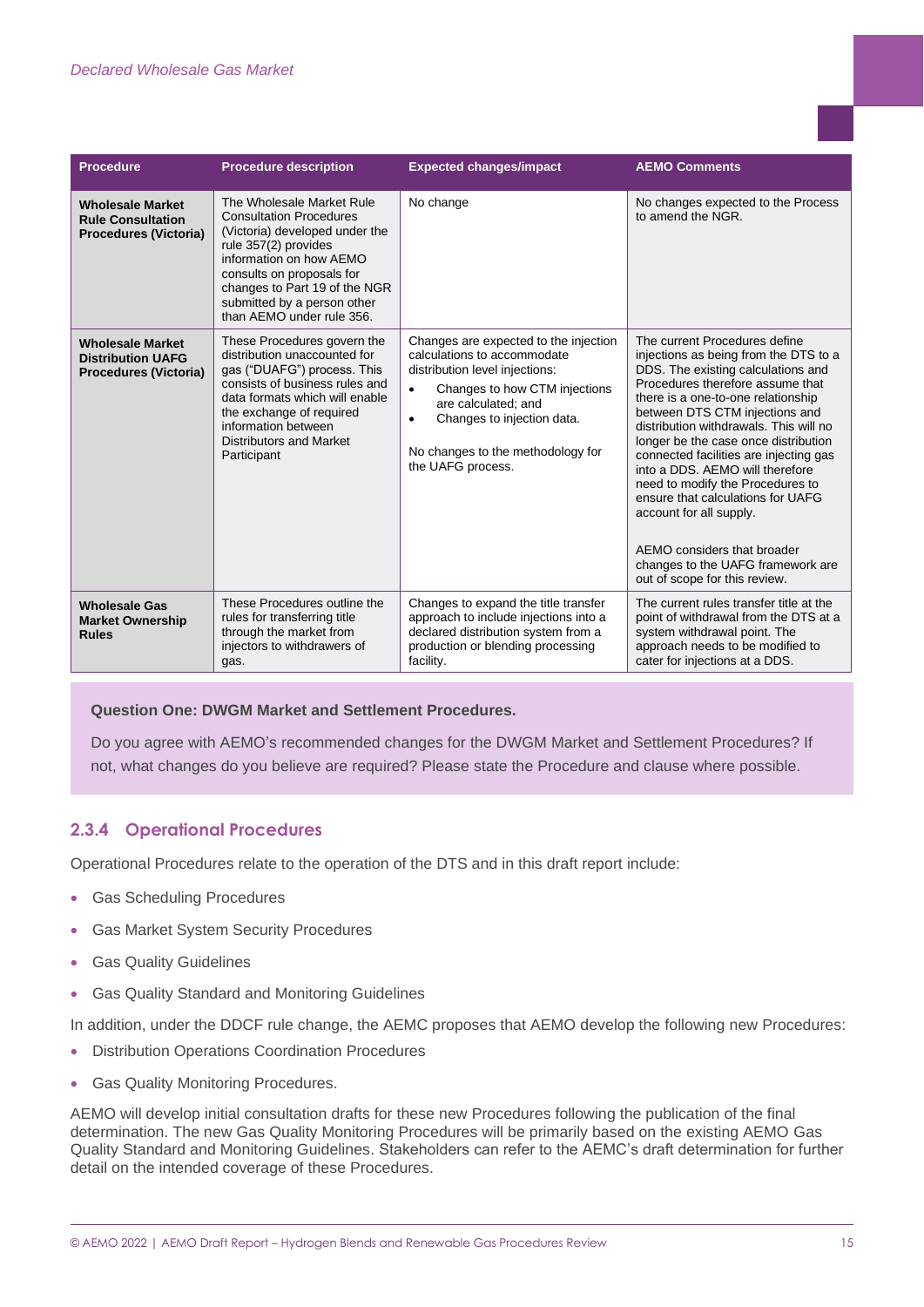| Procedure | Procedure description | Expected changes/impact | AEMO Comments |
| --- | --- | --- | --- |
| **Wholesale Market Rule Consultation Procedures (Victoria)** | The Wholesale Market Rule Consultation Procedures (Victoria) developed under the rule 357(2) provides information on how AEMO consults on proposals for changes to Part 19 of the NGR submitted by a person other than AEMO under rule 356. | No change | No changes expected to the Process to amend the NGR. |
| **Wholesale Market Distribution UAFG Procedures (Victoria)** | These Procedures govern the distribution unaccounted for gas ("DUAFG") process. This consists of business rules and data formats which will enable the exchange of required information between Distributors and Market Participant | Changes are expected to the injection calculations to accommodate distribution level injections:<br>• Changes to how CTM injections are calculated; and<br>• Changes to injection data.<br><br>No changes to the methodology for the UAFG process. | The current Procedures define injections as being from the DTS to a DDS. The existing calculations and Procedures therefore assume that there is a one-to-one relationship between DTS CTM injections and distribution withdrawals. This will no longer be the case once distribution connected facilities are injecting gas into a DDS. AEMO will therefore need to modify the Procedures to ensure that calculations for UAFG account for all supply.<br><br>AEMO considers that broader changes to the UAFG framework are out of scope for this review. |
| **Wholesale Gas Market Ownership Rules** | These Procedures outline the rules for transferring title through the market from injectors to withdrawers of gas. | Changes to expand the title transfer approach to include injections into a declared distribution system from a production or blending processing facility. | The current rules transfer title at the point of withdrawal from the DTS at a system withdrawal point. The approach needs to be modified to cater for injections at a DDS. |

**Question One: DWGM Market and Settlement Procedures.**

Do you agree with AEMO's recommended changes for the DWGM Market and Settlement Procedures? If not, what changes do you believe are required? Please state the Procedure and clause where possible.

### 2.3.4 Operational Procedures

Operational Procedures relate to the operation of the DTS and in this draft report include:

- Gas Scheduling Procedures
- Gas Market System Security Procedures
- Gas Quality Guidelines
- Gas Quality Standard and Monitoring Guidelines

In addition, under the DDCF rule change, the AEMC proposes that AEMO develop the following new Procedures:

- Distribution Operations Coordination Procedures
- Gas Quality Monitoring Procedures.

AEMO will develop initial consultation drafts for these new Procedures following the publication of the final determination. The new Gas Quality Monitoring Procedures will be primarily based on the existing AEMO Gas Quality Standard and Monitoring Guidelines. Stakeholders can refer to the AEMC's draft determination for further detail on the intended coverage of these Procedures.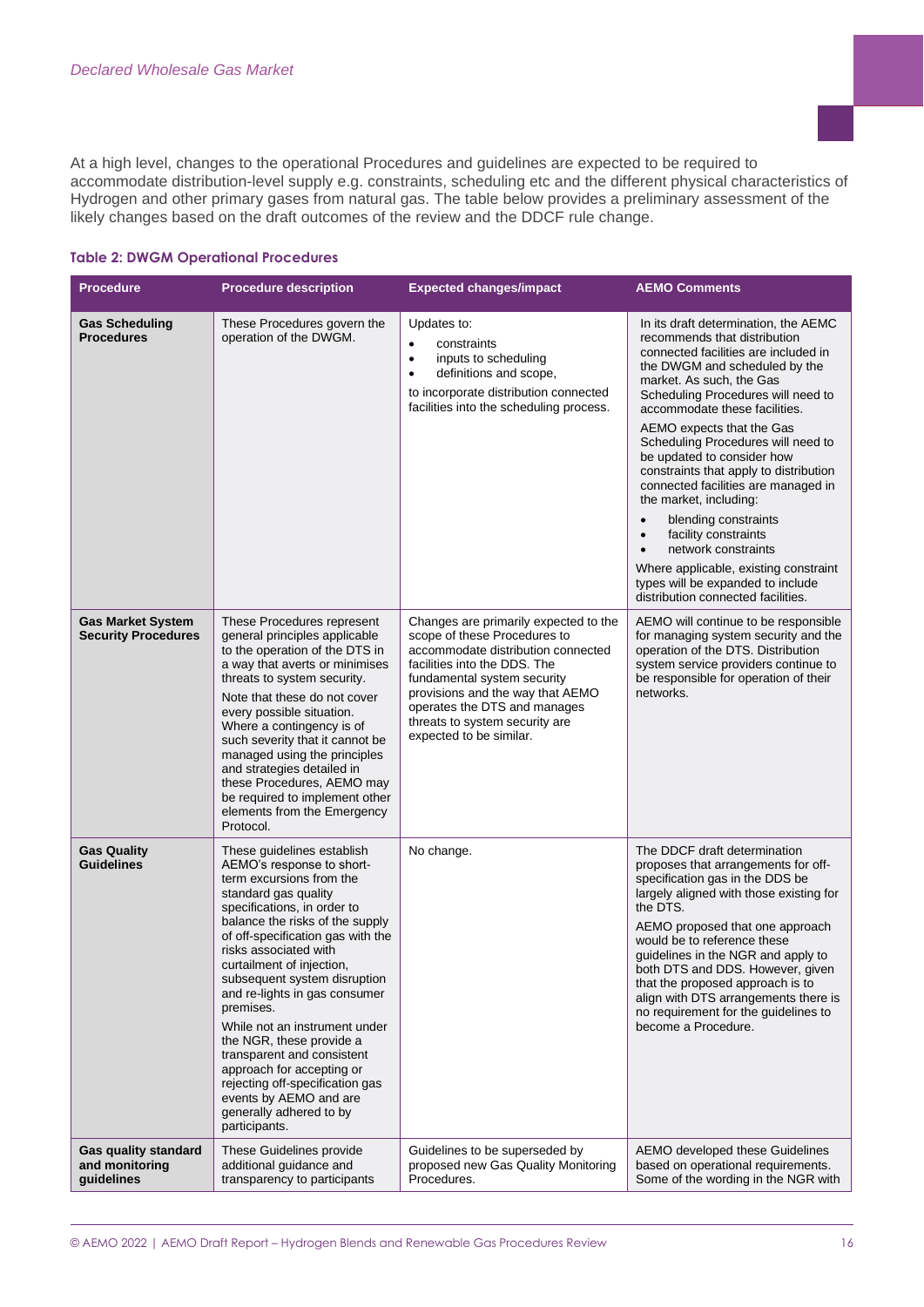At a high level, changes to the operational Procedures and guidelines are expected to be required to accommodate distribution-level supply e.g. constraints, scheduling etc and the different physical characteristics of Hydrogen and other primary gases from natural gas. The table below provides a preliminary assessment of the likely changes based on the draft outcomes of the review and the DDCF rule change.

**Table 2: DWGM Operational Procedures**

| Procedure | Procedure description | Expected changes/impact | AEMO Comments |
|---|---|---|---|
| **Gas Scheduling Procedures** | These Procedures govern the operation of the DWGM. | Updates to:<br>• constraints<br>• inputs to scheduling<br>• definitions and scope,<br>to incorporate distribution connected facilities into the scheduling process. | In its draft determination, the AEMC recommends that distribution connected facilities are included in the DWGM and scheduled by the market. As such, the Gas Scheduling Procedures will need to accommodate these facilities.<br>AEMO expects that the Gas Scheduling Procedures will need to be updated to consider how constraints that apply to distribution connected facilities are managed in the market, including:<br>• blending constraints<br>• facility constraints<br>• network constraints<br>Where applicable, existing constraint types will be expanded to include distribution connected facilities. |
| **Gas Market System Security Procedures** | These Procedures represent general principles applicable to the operation of the DTS in a way that averts or minimises threats to system security.<br>Note that these do not cover every possible situation. Where a contingency is of such severity that it cannot be managed using the principles and strategies detailed in these Procedures, AEMO may be required to implement other elements from the Emergency Protocol. | Changes are primarily expected to the scope of these Procedures to accommodate distribution connected facilities into the DDS. The fundamental system security provisions and the way that AEMO operates the DTS and manages threats to system security are expected to be similar. | AEMO will continue to be responsible for managing system security and the operation of the DTS. Distribution system service providers continue to be responsible for operation of their networks. |
| **Gas Quality Guidelines** | These guidelines establish AEMO's response to short-term excursions from the standard gas quality specifications, in order to balance the risks of the supply of off-specification gas with the risks associated with curtailment of injection, subsequent system disruption and re-lights in gas consumer premises.<br>While not an instrument under the NGR, these provide a transparent and consistent approach for accepting or rejecting off-specification gas events by AEMO and are generally adhered to by participants. | No change. | The DDCF draft determination proposes that arrangements for off-specification gas in the DDS be largely aligned with those existing for the DTS.<br>AEMO proposed that one approach would be to reference these guidelines in the NGR and apply to both DTS and DDS. However, given that the proposed approach is to align with DTS arrangements there is no requirement for the guidelines to become a Procedure. |
| **Gas quality standard and monitoring guidelines** | These Guidelines provide additional guidance and transparency to participants | Guidelines to be superseded by proposed new Gas Quality Monitoring Procedures. | AEMO developed these Guidelines based on operational requirements. Some of the wording in the NGR with |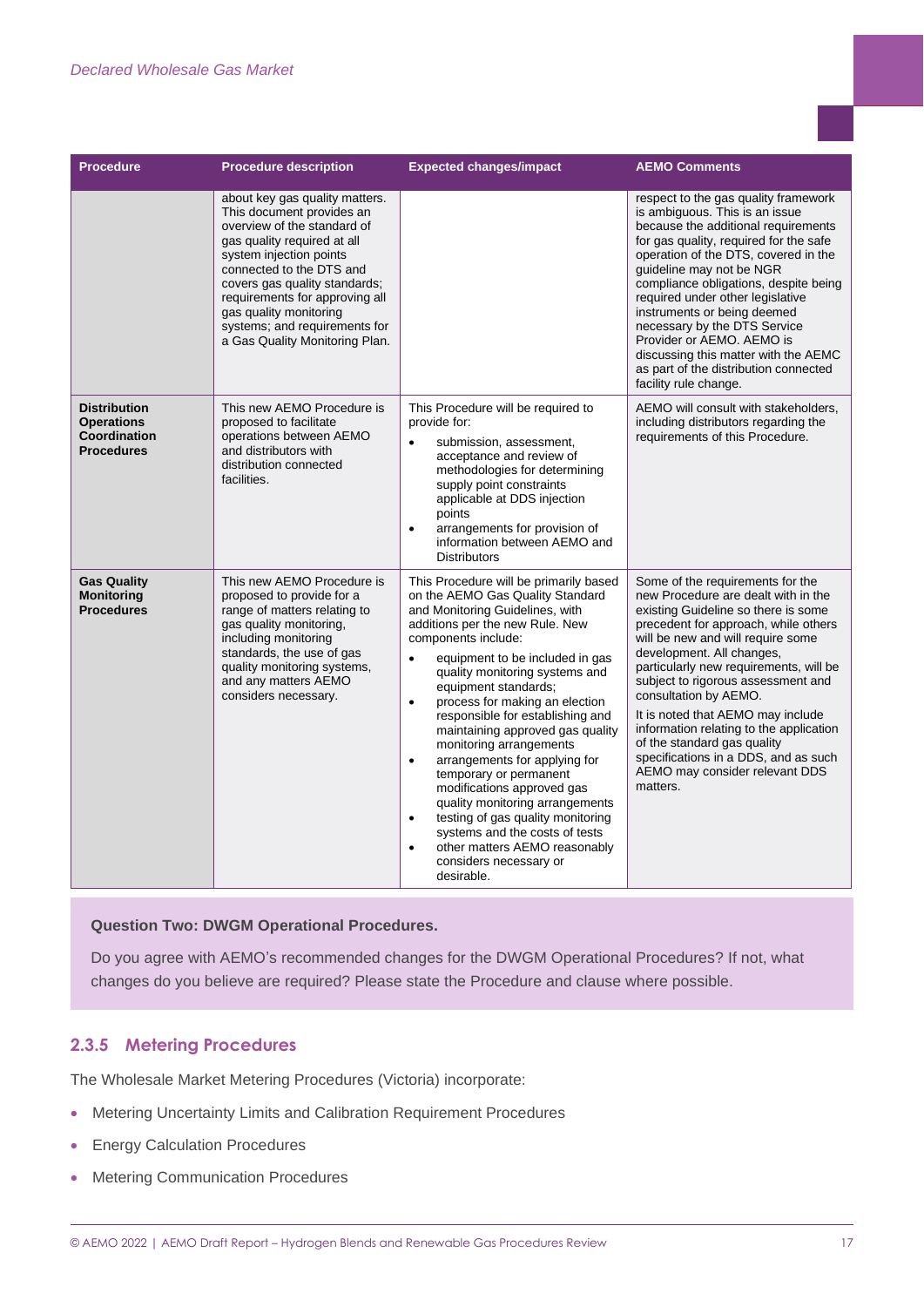| Procedure | Procedure description | Expected changes/impact | AEMO Comments |
|---|---|---|---|
| | about key gas quality matters. This document provides an overview of the standard of gas quality required at all system injection points connected to the DTS and covers gas quality standards; requirements for approving all gas quality monitoring systems; and requirements for a Gas Quality Monitoring Plan. | | respect to the gas quality framework is ambiguous. This is an issue because the additional requirements for gas quality, required for the safe operation of the DTS, covered in the guideline may not be NGR compliance obligations, despite being required under other legislative instruments or being deemed necessary by the DTS Service Provider or AEMO. AEMO is discussing this matter with the AEMC as part of the distribution connected facility rule change. |
| **Distribution Operations Coordination Procedures** | This new AEMO Procedure is proposed to facilitate operations between AEMO and distributors with distribution connected facilities. | This Procedure will be required to provide for: <br>• submission, assessment, acceptance and review of methodologies for determining supply point constraints applicable at DDS injection points <br>• arrangements for provision of information between AEMO and Distributors | AEMO will consult with stakeholders, including distributors regarding the requirements of this Procedure. |
| **Gas Quality Monitoring Procedures** | This new AEMO Procedure is proposed to provide for a range of matters relating to gas quality monitoring, including monitoring standards, the use of gas quality monitoring systems, and any matters AEMO considers necessary. | This Procedure will be primarily based on the AEMO Gas Quality Standard and Monitoring Guidelines, with additions per the new Rule. New components include: <br>• equipment to be included in gas quality monitoring systems and equipment standards; <br>• process for making an election responsible for establishing and maintaining approved gas quality monitoring arrangements <br>• arrangements for applying for temporary or permanent modifications approved gas quality monitoring arrangements <br>• testing of gas quality monitoring systems and the costs of tests <br>• other matters AEMO reasonably considers necessary or desirable. | Some of the requirements for the new Procedure are dealt with in the existing Guideline so there is some precedent for approach, while others will be new and will require some development. All changes, particularly new requirements, will be subject to rigorous assessment and consultation by AEMO. <br>It is noted that AEMO may include information relating to the application of the standard gas quality specifications in a DDS, and as such AEMO may consider relevant DDS matters. |

**Question Two: DWGM Operational Procedures.**

Do you agree with AEMO's recommended changes for the DWGM Operational Procedures? If not, what changes do you believe are required? Please state the Procedure and clause where possible.

### 2.3.5 Metering Procedures

The Wholesale Market Metering Procedures (Victoria) incorporate:

- Metering Uncertainty Limits and Calibration Requirement Procedures
- Energy Calculation Procedures
- Metering Communication Procedures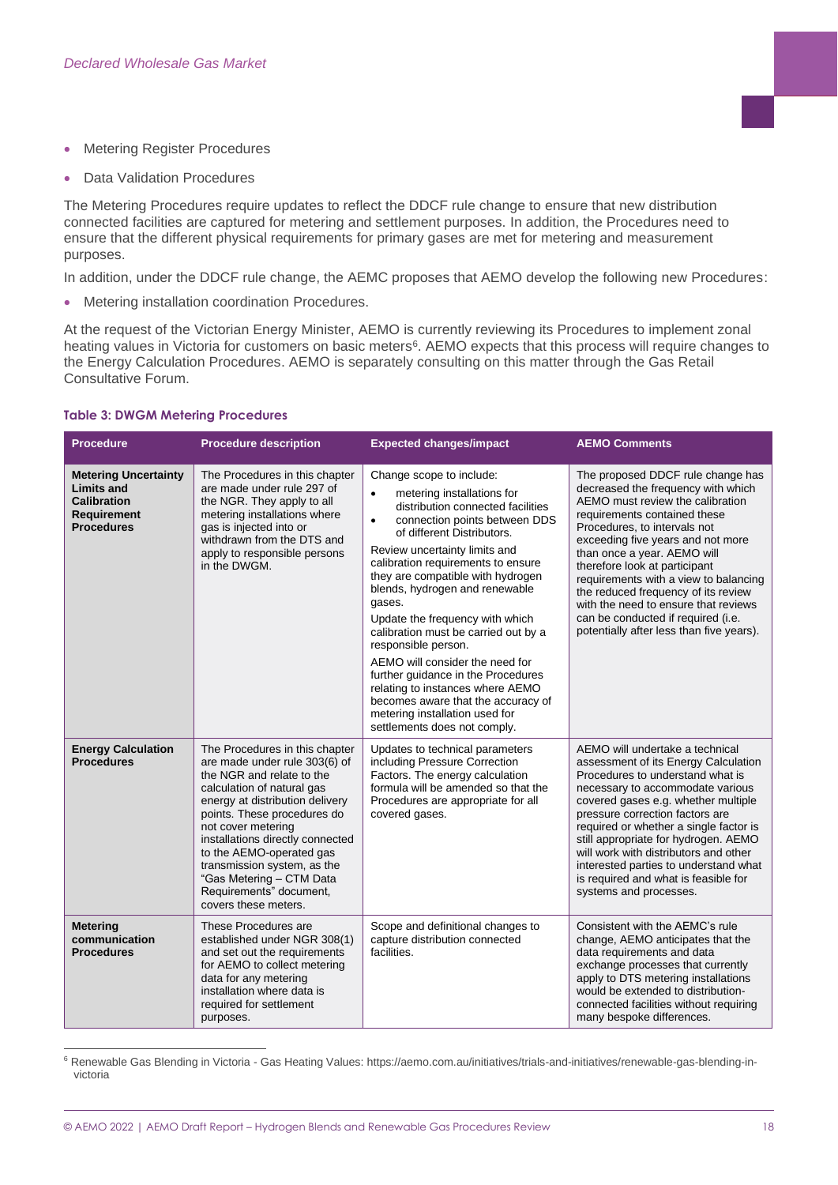- Metering Register Procedures
- Data Validation Procedures

The Metering Procedures require updates to reflect the DDCF rule change to ensure that new distribution connected facilities are captured for metering and settlement purposes. In addition, the Procedures need to ensure that the different physical requirements for primary gases are met for metering and measurement purposes.

In addition, under the DDCF rule change, the AEMC proposes that AEMO develop the following new Procedures:

- Metering installation coordination Procedures.

At the request of the Victorian Energy Minister, AEMO is currently reviewing its Procedures to implement zonal heating values in Victoria for customers on basic meters[6]. AEMO expects that this process will require changes to the Energy Calculation Procedures. AEMO is separately consulting on this matter through the Gas Retail Consultative Forum.

**Table 3: DWGM Metering Procedures**

| Procedure | Procedure description | Expected changes/impact | AEMO Comments |
|---|---|---|---|
| **Metering Uncertainty Limits and Calibration Requirement Procedures** | The Procedures in this chapter are made under rule 297 of the NGR. They apply to all metering installations where gas is injected into or withdrawn from the DTS and apply to responsible persons in the DWGM. | Change scope to include:<br>• metering installations for distribution connected facilities<br>• connection points between DDS of different Distributors.<br>Review uncertainty limits and calibration requirements to ensure they are compatible with hydrogen blends, hydrogen and renewable gases.<br>Update the frequency with which calibration must be carried out by a responsible person.<br>AEMO will consider the need for further guidance in the Procedures relating to instances where AEMO becomes aware that the accuracy of metering installation used for settlements does not comply. | The proposed DDCF rule change has decreased the frequency with which AEMO must review the calibration requirements contained these Procedures, to intervals not exceeding five years and not more than once a year. AEMO will therefore look at participant requirements with a view to balancing the reduced frequency of its review with the need to ensure that reviews can be conducted if required (i.e. potentially after less than five years). |
| **Energy Calculation Procedures** | The Procedures in this chapter are made under rule 303(6) of the NGR and relate to the calculation of natural gas energy at distribution delivery points. These procedures do not cover metering installations directly connected to the AEMO-operated gas transmission system, as the "Gas Metering – CTM Data Requirements" document, covers these meters. | Updates to technical parameters including Pressure Correction Factors. The energy calculation formula will be amended so that the Procedures are appropriate for all covered gases. | AEMO will undertake a technical assessment of its Energy Calculation Procedures to understand what is necessary to accommodate various covered gases e.g. whether multiple pressure correction factors are required or whether a single factor is still appropriate for hydrogen. AEMO will work with distributors and other interested parties to understand what is required and what is feasible for systems and processes. |
| **Metering communication Procedures** | These Procedures are established under NGR 308(1) and set out the requirements for AEMO to collect metering data for any metering installation where data is required for settlement purposes. | Scope and definitional changes to capture distribution connected facilities. | Consistent with the AEMC's rule change, AEMO anticipates that the data requirements and data exchange processes that currently apply to DTS metering installations would be extended to distribution-connected facilities without requiring many bespoke differences. |

[6] Renewable Gas Blending in Victoria - Gas Heating Values: https://aemo.com.au/initiatives/trials-and-initiatives/renewable-gas-blending-in-victoria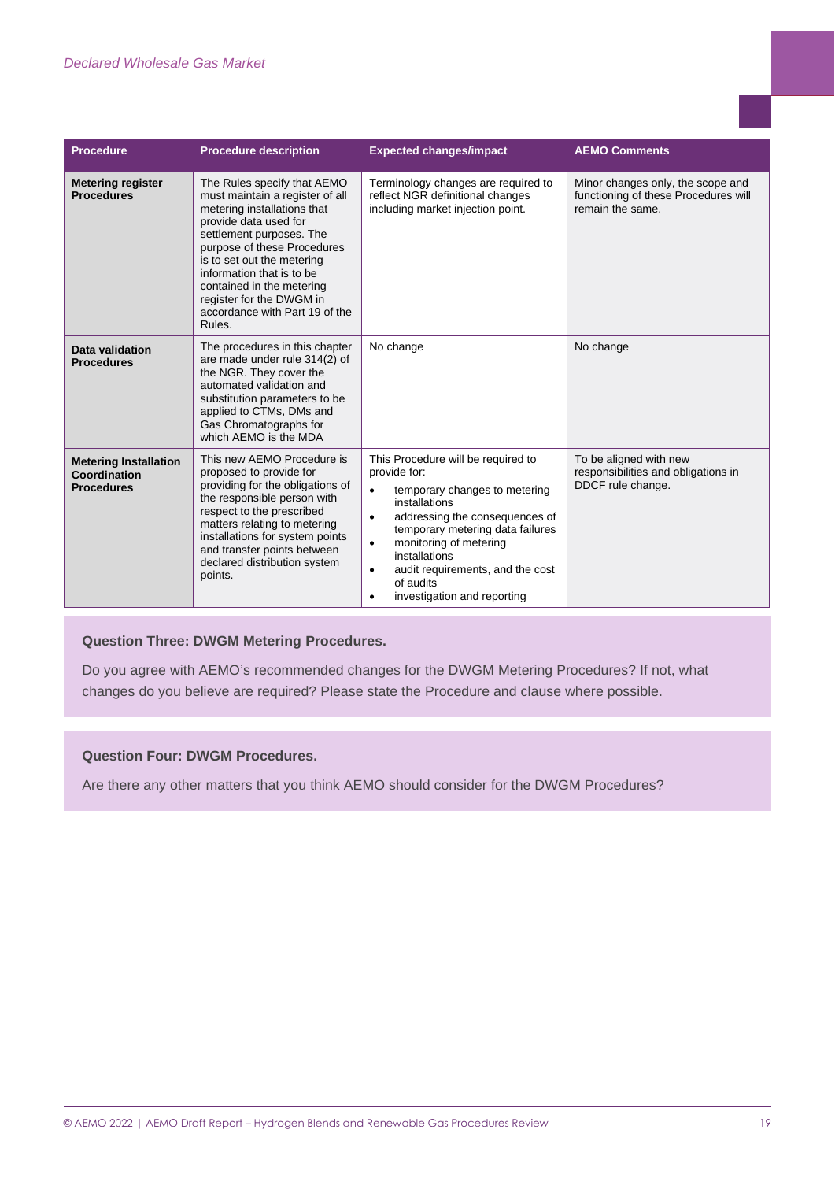| Procedure | Procedure description | Expected changes/impact | AEMO Comments |
|---|---|---|---|
| **Metering register Procedures** | The Rules specify that AEMO must maintain a register of all metering installations that provide data used for settlement purposes. The purpose of these Procedures is to set out the metering information that is to be contained in the metering register for the DWGM in accordance with Part 19 of the Rules. | Terminology changes are required to reflect NGR definitional changes including market injection point. | Minor changes only, the scope and functioning of these Procedures will remain the same. |
| **Data validation Procedures** | The procedures in this chapter are made under rule 314(2) of the NGR. They cover the automated validation and substitution parameters to be applied to CTMs, DMs and Gas Chromatographs for which AEMO is the MDA | No change | No change |
| **Metering Installation Coordination Procedures** | This new AEMO Procedure is proposed to provide for providing for the obligations of the responsible person with respect to the prescribed matters relating to metering installations for system points and transfer points between declared distribution system points. | This Procedure will be required to provide for: <br>• temporary changes to metering installations <br>• addressing the consequences of temporary metering data failures <br>• monitoring of metering installations <br>• audit requirements, and the cost of audits <br>• investigation and reporting | To be aligned with new responsibilities and obligations in DDCF rule change. |

**Question Three: DWGM Metering Procedures.**

Do you agree with AEMO's recommended changes for the DWGM Metering Procedures? If not, what changes do you believe are required? Please state the Procedure and clause where possible.

**Question Four: DWGM Procedures.**

Are there any other matters that you think AEMO should consider for the DWGM Procedures?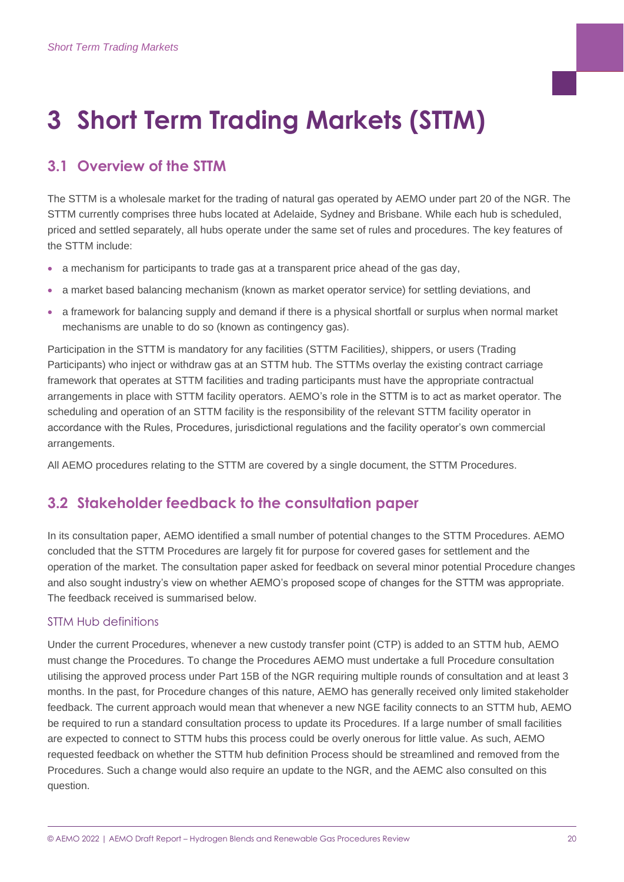# 3 Short Term Trading Markets (STTM)

## 3.1 Overview of the STTM

The STTM is a wholesale market for the trading of natural gas operated by AEMO under part 20 of the NGR. The STTM currently comprises three hubs located at Adelaide, Sydney and Brisbane. While each hub is scheduled, priced and settled separately, all hubs operate under the same set of rules and procedures. The key features of the STTM include:

- a mechanism for participants to trade gas at a transparent price ahead of the gas day,
- a market based balancing mechanism (known as market operator service) for settling deviations, and
- a framework for balancing supply and demand if there is a physical shortfall or surplus when normal market mechanisms are unable to do so (known as contingency gas).

Participation in the STTM is mandatory for any facilities (STTM Facilities*)*, shippers, or users (Trading Participants) who inject or withdraw gas at an STTM hub. The STTMs overlay the existing contract carriage framework that operates at STTM facilities and trading participants must have the appropriate contractual arrangements in place with STTM facility operators. AEMO's role in the STTM is to act as market operator. The scheduling and operation of an STTM facility is the responsibility of the relevant STTM facility operator in accordance with the Rules, Procedures, jurisdictional regulations and the facility operator's own commercial arrangements.

All AEMO procedures relating to the STTM are covered by a single document, the STTM Procedures.

## 3.2 Stakeholder feedback to the consultation paper

In its consultation paper, AEMO identified a small number of potential changes to the STTM Procedures. AEMO concluded that the STTM Procedures are largely fit for purpose for covered gases for settlement and the operation of the market. The consultation paper asked for feedback on several minor potential Procedure changes and also sought industry's view on whether AEMO's proposed scope of changes for the STTM was appropriate. The feedback received is summarised below.

### STTM Hub definitions

Under the current Procedures, whenever a new custody transfer point (CTP) is added to an STTM hub, AEMO must change the Procedures. To change the Procedures AEMO must undertake a full Procedure consultation utilising the approved process under Part 15B of the NGR requiring multiple rounds of consultation and at least 3 months. In the past, for Procedure changes of this nature, AEMO has generally received only limited stakeholder feedback. The current approach would mean that whenever a new NGE facility connects to an STTM hub, AEMO be required to run a standard consultation process to update its Procedures. If a large number of small facilities are expected to connect to STTM hubs this process could be overly onerous for little value. As such, AEMO requested feedback on whether the STTM hub definition Process should be streamlined and removed from the Procedures. Such a change would also require an update to the NGR, and the AEMC also consulted on this question.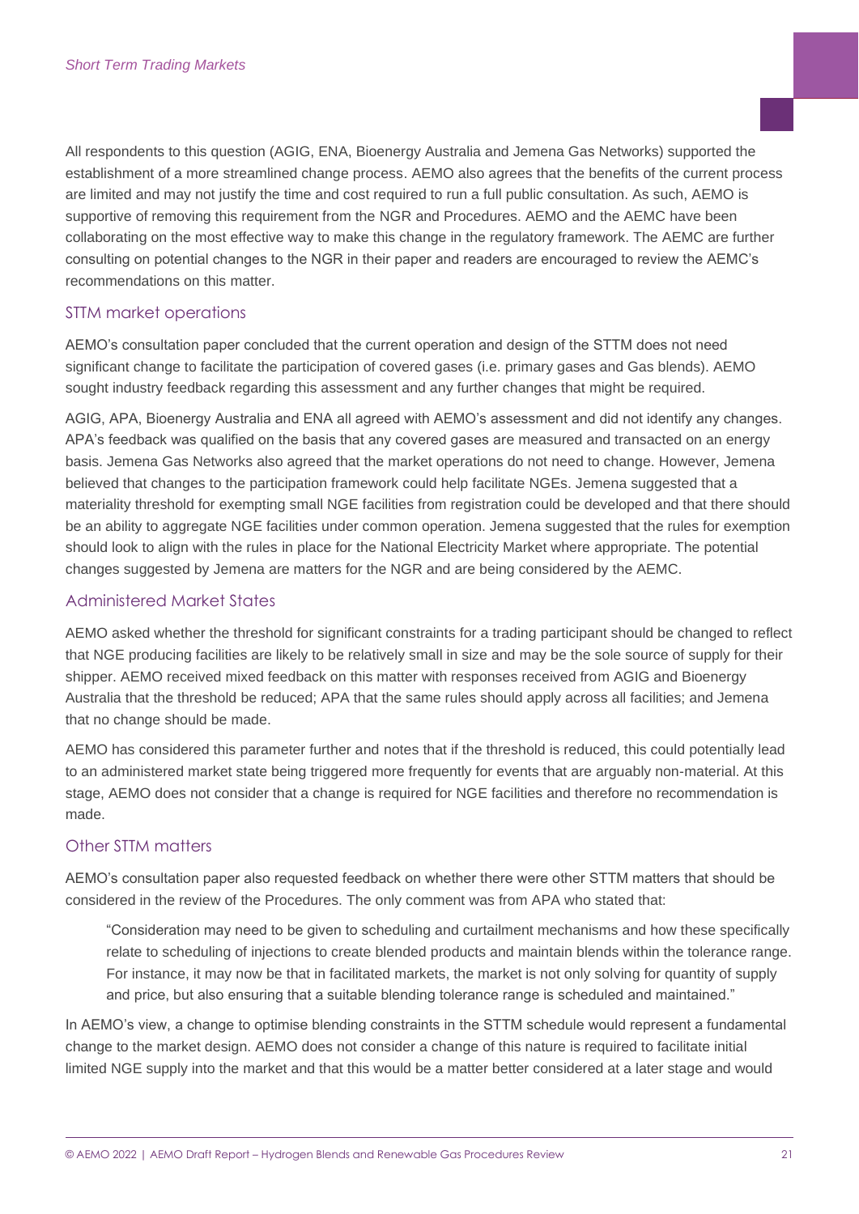All respondents to this question (AGIG, ENA, Bioenergy Australia and Jemena Gas Networks) supported the establishment of a more streamlined change process. AEMO also agrees that the benefits of the current process are limited and may not justify the time and cost required to run a full public consultation. As such, AEMO is supportive of removing this requirement from the NGR and Procedures. AEMO and the AEMC have been collaborating on the most effective way to make this change in the regulatory framework. The AEMC are further consulting on potential changes to the NGR in their paper and readers are encouraged to review the AEMC's recommendations on this matter.

### STTM market operations

AEMO's consultation paper concluded that the current operation and design of the STTM does not need significant change to facilitate the participation of covered gases (i.e. primary gases and Gas blends). AEMO sought industry feedback regarding this assessment and any further changes that might be required.

AGIG, APA, Bioenergy Australia and ENA all agreed with AEMO's assessment and did not identify any changes. APA's feedback was qualified on the basis that any covered gases are measured and transacted on an energy basis. Jemena Gas Networks also agreed that the market operations do not need to change. However, Jemena believed that changes to the participation framework could help facilitate NGEs. Jemena suggested that a materiality threshold for exempting small NGE facilities from registration could be developed and that there should be an ability to aggregate NGE facilities under common operation. Jemena suggested that the rules for exemption should look to align with the rules in place for the National Electricity Market where appropriate. The potential changes suggested by Jemena are matters for the NGR and are being considered by the AEMC.

### Administered Market States

AEMO asked whether the threshold for significant constraints for a trading participant should be changed to reflect that NGE producing facilities are likely to be relatively small in size and may be the sole source of supply for their shipper. AEMO received mixed feedback on this matter with responses received from AGIG and Bioenergy Australia that the threshold be reduced; APA that the same rules should apply across all facilities; and Jemena that no change should be made.

AEMO has considered this parameter further and notes that if the threshold is reduced, this could potentially lead to an administered market state being triggered more frequently for events that are arguably non-material. At this stage, AEMO does not consider that a change is required for NGE facilities and therefore no recommendation is made.

### Other STTM matters

AEMO's consultation paper also requested feedback on whether there were other STTM matters that should be considered in the review of the Procedures. The only comment was from APA who stated that:

> "Consideration may need to be given to scheduling and curtailment mechanisms and how these specifically relate to scheduling of injections to create blended products and maintain blends within the tolerance range. For instance, it may now be that in facilitated markets, the market is not only solving for quantity of supply and price, but also ensuring that a suitable blending tolerance range is scheduled and maintained."

In AEMO's view, a change to optimise blending constraints in the STTM schedule would represent a fundamental change to the market design. AEMO does not consider a change of this nature is required to facilitate initial limited NGE supply into the market and that this would be a matter better considered at a later stage and would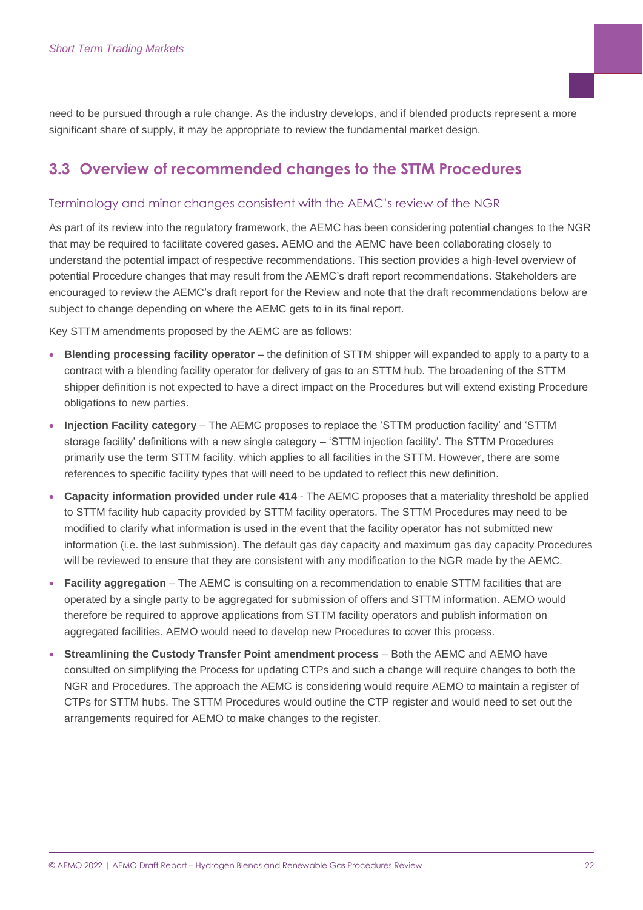need to be pursued through a rule change. As the industry develops, and if blended products represent a more significant share of supply, it may be appropriate to review the fundamental market design.

## 3.3 Overview of recommended changes to the STTM Procedures

### Terminology and minor changes consistent with the AEMC's review of the NGR

As part of its review into the regulatory framework, the AEMC has been considering potential changes to the NGR that may be required to facilitate covered gases. AEMO and the AEMC have been collaborating closely to understand the potential impact of respective recommendations. This section provides a high-level overview of potential Procedure changes that may result from the AEMC's draft report recommendations. Stakeholders are encouraged to review the AEMC's draft report for the Review and note that the draft recommendations below are subject to change depending on where the AEMC gets to in its final report.

Key STTM amendments proposed by the AEMC are as follows:

- **Blending processing facility operator** – the definition of STTM shipper will expanded to apply to a party to a contract with a blending facility operator for delivery of gas to an STTM hub. The broadening of the STTM shipper definition is not expected to have a direct impact on the Procedures but will extend existing Procedure obligations to new parties.
- **Injection Facility category** – The AEMC proposes to replace the 'STTM production facility' and 'STTM storage facility' definitions with a new single category – 'STTM injection facility'. The STTM Procedures primarily use the term STTM facility, which applies to all facilities in the STTM. However, there are some references to specific facility types that will need to be updated to reflect this new definition.
- **Capacity information provided under rule 414** - The AEMC proposes that a materiality threshold be applied to STTM facility hub capacity provided by STTM facility operators. The STTM Procedures may need to be modified to clarify what information is used in the event that the facility operator has not submitted new information (i.e. the last submission). The default gas day capacity and maximum gas day capacity Procedures will be reviewed to ensure that they are consistent with any modification to the NGR made by the AEMC.
- **Facility aggregation** – The AEMC is consulting on a recommendation to enable STTM facilities that are operated by a single party to be aggregated for submission of offers and STTM information. AEMO would therefore be required to approve applications from STTM facility operators and publish information on aggregated facilities. AEMO would need to develop new Procedures to cover this process.
- **Streamlining the Custody Transfer Point amendment process** – Both the AEMC and AEMO have consulted on simplifying the Process for updating CTPs and such a change will require changes to both the NGR and Procedures. The approach the AEMC is considering would require AEMO to maintain a register of CTPs for STTM hubs. The STTM Procedures would outline the CTP register and would need to set out the arrangements required for AEMO to make changes to the register.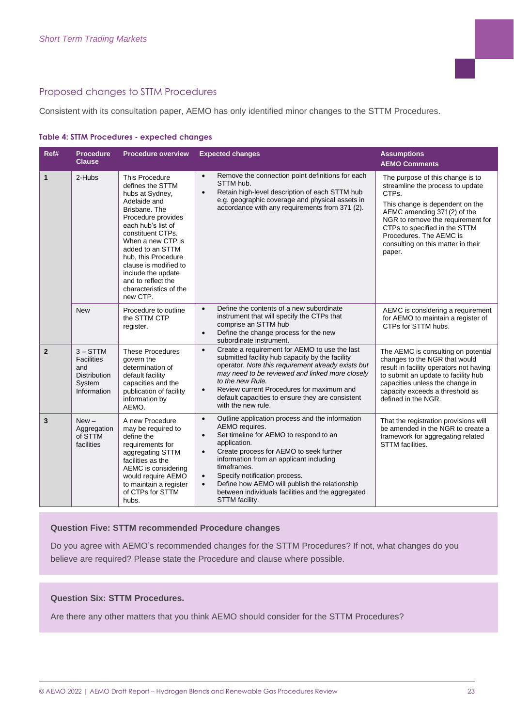## Proposed changes to STTM Procedures

Consistent with its consultation paper, AEMO has only identified minor changes to the STTM Procedures.

**Table 4: STTM Procedures - expected changes**

| Ref# | Procedure Clause | Procedure overview | Expected changes | Assumptions AEMO Comments |
|---|---|---|---|---|
| 1 | 2-Hubs | This Procedure defines the STTM hubs at Sydney, Adelaide and Brisbane. The Procedure provides each hub's list of constituent CTPs. When a new CTP is added to an STTM hub, this Procedure clause is modified to include the update and to reflect the characteristics of the new CTP. | • Remove the connection point definitions for each STTM hub. <br> • Retain high-level description of each STTM hub e.g. geographic coverage and physical assets in accordance with any requirements from 371 (2). | The purpose of this change is to streamline the process to update CTPs. <br><br> This change is dependent on the AEMC amending 371(2) of the NGR to remove the requirement for CTPs to specified in the STTM Procedures. The AEMC is consulting on this matter in their paper. |
| | New | Procedure to outline the STTM CTP register. | • Define the contents of a new subordinate instrument that will specify the CTPs that comprise an STTM hub <br> • Define the change process for the new subordinate instrument. | AEMC is considering a requirement for AEMO to maintain a register of CTPs for STTM hubs. |
| 2 | 3 – STTM Facilities and Distribution System Information | These Procedures govern the determination of default facility capacities and the publication of facility information by AEMO. | • Create a requirement for AEMO to use the last submitted facility hub capacity by the facility operator. *Note this requirement already exists but may need to be reviewed and linked more closely to the new Rule.* <br> • Review current Procedures for maximum and default capacities to ensure they are consistent with the new rule. | The AEMC is consulting on potential changes to the NGR that would result in facility operators not having to submit an update to facility hub capacities unless the change in capacity exceeds a threshold as defined in the NGR. |
| 3 | New – Aggregation of STTM facilities | A new Procedure may be required to define the requirements for aggregating STTM facilities as the AEMC is considering would require AEMO to maintain a register of CTPs for STTM hubs. | • Outline application process and the information AEMO requires. <br> • Set timeline for AEMO to respond to an application. <br> • Create process for AEMO to seek further information from an applicant including timeframes. <br> • Specify notification process. <br> • Define how AEMO will publish the relationship between individuals facilities and the aggregated STTM facility. | That the registration provisions will be amended in the NGR to create a framework for aggregating related STTM facilities. |

**Question Five: STTM recommended Procedure changes**

Do you agree with AEMO's recommended changes for the STTM Procedures? If not, what changes do you believe are required? Please state the Procedure and clause where possible.

**Question Six: STTM Procedures.**

Are there any other matters that you think AEMO should consider for the STTM Procedures?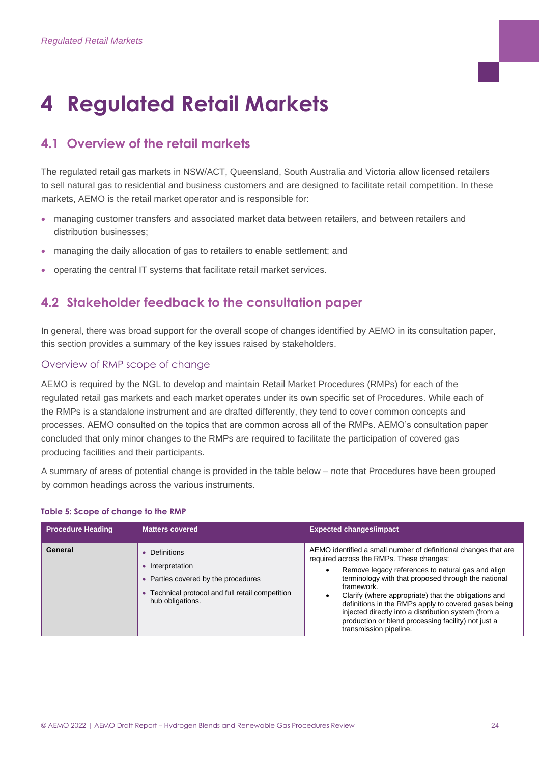# 4 Regulated Retail Markets

## 4.1 Overview of the retail markets

The regulated retail gas markets in NSW/ACT, Queensland, South Australia and Victoria allow licensed retailers to sell natural gas to residential and business customers and are designed to facilitate retail competition. In these markets, AEMO is the retail market operator and is responsible for:

- managing customer transfers and associated market data between retailers, and between retailers and distribution businesses;
- managing the daily allocation of gas to retailers to enable settlement; and
- operating the central IT systems that facilitate retail market services.

## 4.2 Stakeholder feedback to the consultation paper

In general, there was broad support for the overall scope of changes identified by AEMO in its consultation paper, this section provides a summary of the key issues raised by stakeholders.

### Overview of RMP scope of change

AEMO is required by the NGL to develop and maintain Retail Market Procedures (RMPs) for each of the regulated retail gas markets and each market operates under its own specific set of Procedures. While each of the RMPs is a standalone instrument and are drafted differently, they tend to cover common concepts and processes. AEMO consulted on the topics that are common across all of the RMPs. AEMO's consultation paper concluded that only minor changes to the RMPs are required to facilitate the participation of covered gas producing facilities and their participants.

A summary of areas of potential change is provided in the table below – note that Procedures have been grouped by common headings across the various instruments.

**Table 5: Scope of change to the RMP**

| Procedure Heading | Matters covered | Expected changes/impact |
|---|---|---|
| **General** | • Definitions<br>• Interpretation<br>• Parties covered by the procedures<br>• Technical protocol and full retail competition hub obligations. | AEMO identified a small number of definitional changes that are required across the RMPs. These changes:<br>• Remove legacy references to natural gas and align terminology with that proposed through the national framework.<br>• Clarify (where appropriate) that the obligations and definitions in the RMPs apply to covered gases being injected directly into a distribution system (from a production or blend processing facility) not just a transmission pipeline. |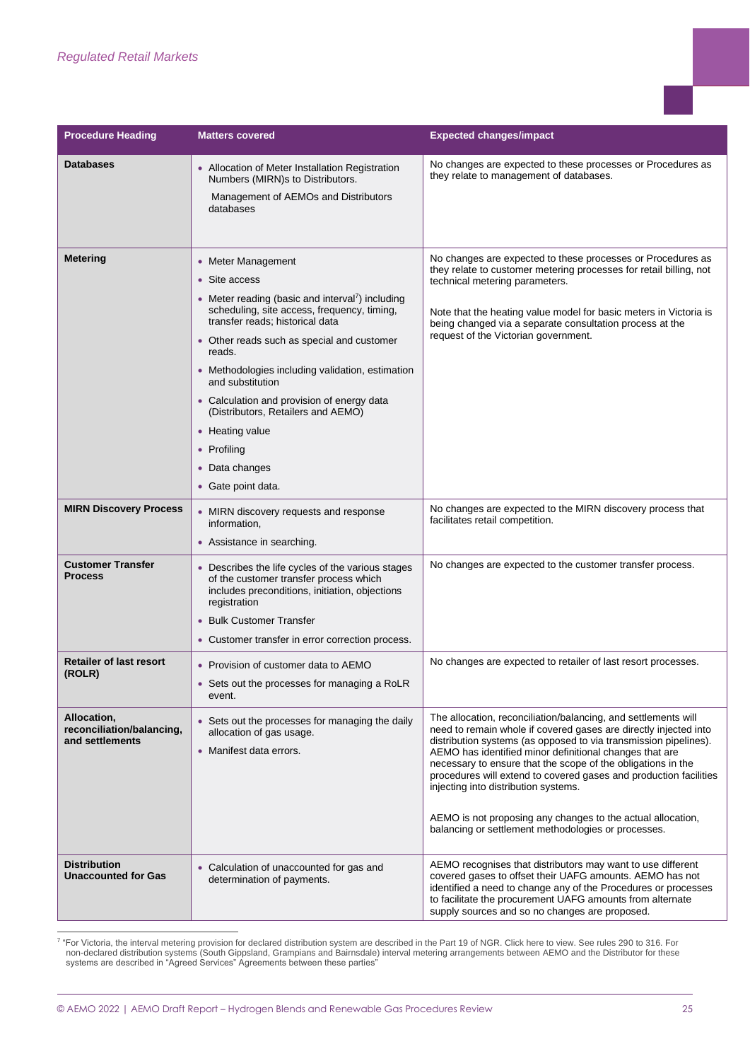| Procedure Heading | Matters covered | Expected changes/impact |
| --- | --- | --- |
| **Databases** | • Allocation of Meter Installation Registration Numbers (MIRN)s to Distributors.<br>Management of AEMOs and Distributors databases | No changes are expected to these processes or Procedures as they relate to management of databases. |
| **Metering** | • Meter Management<br>• Site access<br>• Meter reading (basic and interval[7]) including scheduling, site access, frequency, timing, transfer reads; historical data<br>• Other reads such as special and customer reads.<br>• Methodologies including validation, estimation and substitution<br>• Calculation and provision of energy data (Distributors, Retailers and AEMO)<br>• Heating value<br>• Profiling<br>• Data changes<br>• Gate point data. | No changes are expected to these processes or Procedures as they relate to customer metering processes for retail billing, not technical metering parameters.<br><br>Note that the heating value model for basic meters in Victoria is being changed via a separate consultation process at the request of the Victorian government. |
| **MIRN Discovery Process** | • MIRN discovery requests and response information,<br>• Assistance in searching. | No changes are expected to the MIRN discovery process that facilitates retail competition. |
| **Customer Transfer Process** | • Describes the life cycles of the various stages of the customer transfer process which includes preconditions, initiation, objections registration<br>• Bulk Customer Transfer<br>• Customer transfer in error correction process. | No changes are expected to the customer transfer process. |
| **Retailer of last resort (ROLR)** | • Provision of customer data to AEMO<br>• Sets out the processes for managing a RoLR event. | No changes are expected to retailer of last resort processes. |
| **Allocation, reconciliation/balancing, and settlements** | • Sets out the processes for managing the daily allocation of gas usage.<br>• Manifest data errors. | The allocation, reconciliation/balancing, and settlements will need to remain whole if covered gases are directly injected into distribution systems (as opposed to via transmission pipelines). AEMO has identified minor definitional changes that are necessary to ensure that the scope of the obligations in the procedures will extend to covered gases and production facilities injecting into distribution systems.<br><br>AEMO is not proposing any changes to the actual allocation, balancing or settlement methodologies or processes. |
| **Distribution Unaccounted for Gas** | • Calculation of unaccounted for gas and determination of payments. | AEMO recognises that distributors may want to use different covered gases to offset their UAFG amounts. AEMO has not identified a need to change any of the Procedures or processes to facilitate the procurement UAFG amounts from alternate supply sources and so no changes are proposed. |

[7] "For Victoria, the interval metering provision for declared distribution system are described in the Part 19 of NGR. Click here to view. See rules 290 to 316. For non-declared distribution systems (South Gippsland, Grampians and Bairnsdale) interval metering arrangements between AEMO and the Distributor for these systems are described in "Agreed Services" Agreements between these parties"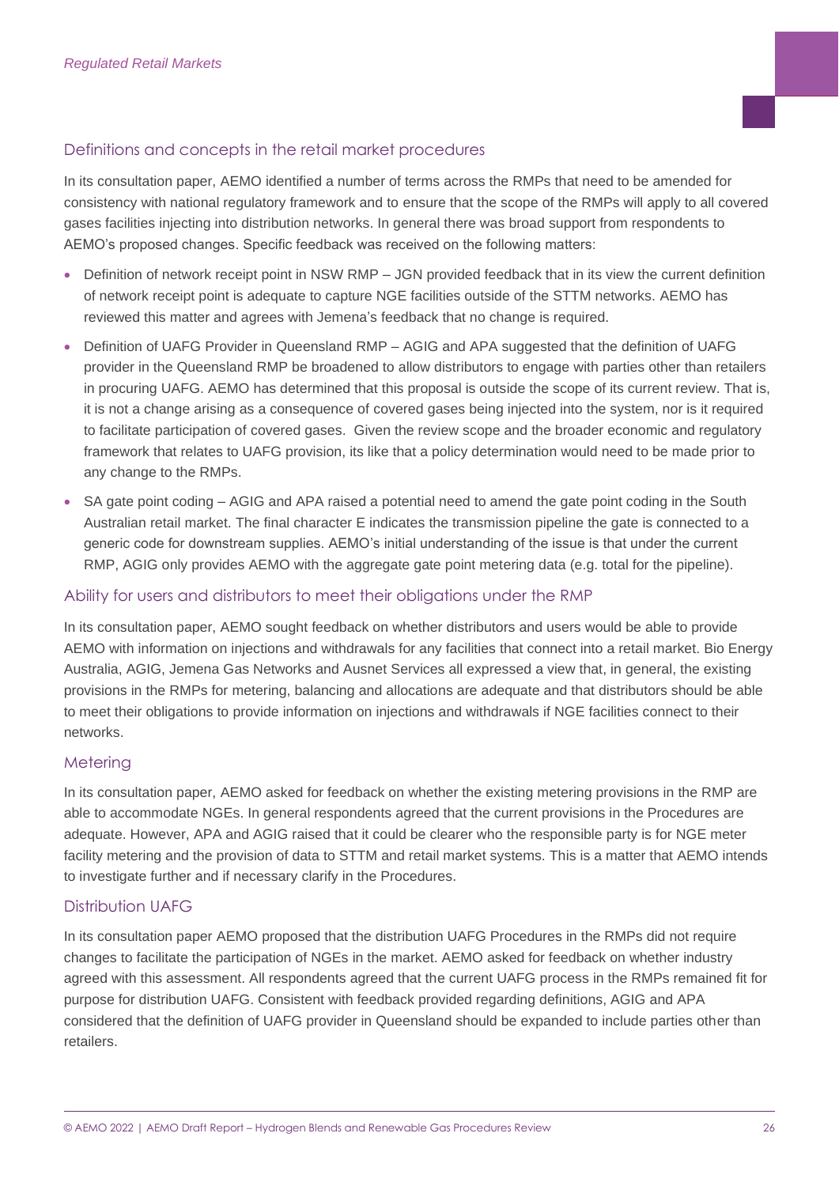## Definitions and concepts in the retail market procedures

In its consultation paper, AEMO identified a number of terms across the RMPs that need to be amended for consistency with national regulatory framework and to ensure that the scope of the RMPs will apply to all covered gases facilities injecting into distribution networks. In general there was broad support from respondents to AEMO's proposed changes. Specific feedback was received on the following matters:

- Definition of network receipt point in NSW RMP – JGN provided feedback that in its view the current definition of network receipt point is adequate to capture NGE facilities outside of the STTM networks. AEMO has reviewed this matter and agrees with Jemena's feedback that no change is required.
- Definition of UAFG Provider in Queensland RMP – AGIG and APA suggested that the definition of UAFG provider in the Queensland RMP be broadened to allow distributors to engage with parties other than retailers in procuring UAFG. AEMO has determined that this proposal is outside the scope of its current review. That is, it is not a change arising as a consequence of covered gases being injected into the system, nor is it required to facilitate participation of covered gases. Given the review scope and the broader economic and regulatory framework that relates to UAFG provision, its like that a policy determination would need to be made prior to any change to the RMPs.
- SA gate point coding – AGIG and APA raised a potential need to amend the gate point coding in the South Australian retail market. The final character E indicates the transmission pipeline the gate is connected to a generic code for downstream supplies. AEMO's initial understanding of the issue is that under the current RMP, AGIG only provides AEMO with the aggregate gate point metering data (e.g. total for the pipeline).

## Ability for users and distributors to meet their obligations under the RMP

In its consultation paper, AEMO sought feedback on whether distributors and users would be able to provide AEMO with information on injections and withdrawals for any facilities that connect into a retail market. Bio Energy Australia, AGIG, Jemena Gas Networks and Ausnet Services all expressed a view that, in general, the existing provisions in the RMPs for metering, balancing and allocations are adequate and that distributors should be able to meet their obligations to provide information on injections and withdrawals if NGE facilities connect to their networks.

## Metering

In its consultation paper, AEMO asked for feedback on whether the existing metering provisions in the RMP are able to accommodate NGEs. In general respondents agreed that the current provisions in the Procedures are adequate. However, APA and AGIG raised that it could be clearer who the responsible party is for NGE meter facility metering and the provision of data to STTM and retail market systems. This is a matter that AEMO intends to investigate further and if necessary clarify in the Procedures.

## Distribution UAFG

In its consultation paper AEMO proposed that the distribution UAFG Procedures in the RMPs did not require changes to facilitate the participation of NGEs in the market. AEMO asked for feedback on whether industry agreed with this assessment. All respondents agreed that the current UAFG process in the RMPs remained fit for purpose for distribution UAFG. Consistent with feedback provided regarding definitions, AGIG and APA considered that the definition of UAFG provider in Queensland should be expanded to include parties other than retailers.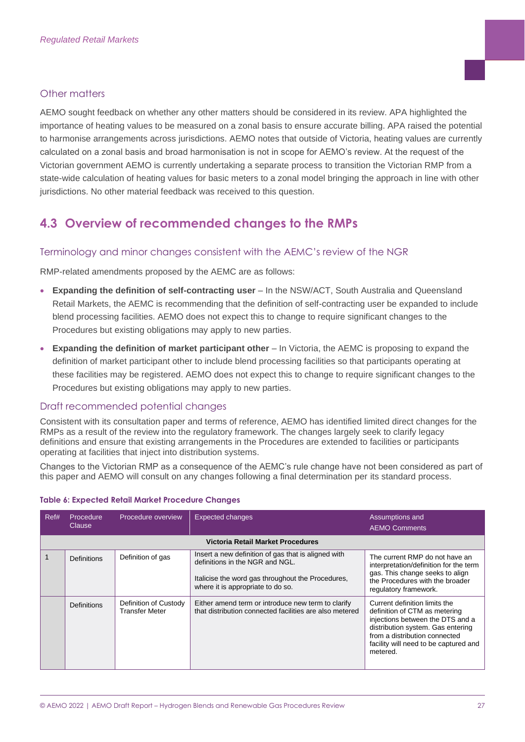### Other matters

AEMO sought feedback on whether any other matters should be considered in its review. APA highlighted the importance of heating values to be measured on a zonal basis to ensure accurate billing. APA raised the potential to harmonise arrangements across jurisdictions. AEMO notes that outside of Victoria, heating values are currently calculated on a zonal basis and broad harmonisation is not in scope for AEMO's review. At the request of the Victorian government AEMO is currently undertaking a separate process to transition the Victorian RMP from a state-wide calculation of heating values for basic meters to a zonal model bringing the approach in line with other jurisdictions. No other material feedback was received to this question.

## 4.3 Overview of recommended changes to the RMPs

### Terminology and minor changes consistent with the AEMC's review of the NGR

RMP-related amendments proposed by the AEMC are as follows:

- **Expanding the definition of self-contracting user** – In the NSW/ACT, South Australia and Queensland Retail Markets, the AEMC is recommending that the definition of self-contracting user be expanded to include blend processing facilities. AEMO does not expect this to change to require significant changes to the Procedures but existing obligations may apply to new parties.
- **Expanding the definition of market participant other** – In Victoria, the AEMC is proposing to expand the definition of market participant other to include blend processing facilities so that participants operating at these facilities may be registered. AEMO does not expect this to change to require significant changes to the Procedures but existing obligations may apply to new parties.

### Draft recommended potential changes

Consistent with its consultation paper and terms of reference, AEMO has identified limited direct changes for the RMPs as a result of the review into the regulatory framework. The changes largely seek to clarify legacy definitions and ensure that existing arrangements in the Procedures are extended to facilities or participants operating at facilities that inject into distribution systems.

Changes to the Victorian RMP as a consequence of the AEMC's rule change have not been considered as part of this paper and AEMO will consult on any changes following a final determination per its standard process.

**Table 6: Expected Retail Market Procedure Changes**

| Ref# | Procedure Clause | Procedure overview | Expected changes | Assumptions and AEMO Comments |
|---|---|---|---|---|
| | | | **Victoria Retail Market Procedures** | |
| 1 | Definitions | Definition of gas | Insert a new definition of gas that is aligned with definitions in the NGR and NGL.<br><br>Italicise the word gas throughout the Procedures, where it is appropriate to do so. | The current RMP do not have an interpretation/definition for the term gas. This change seeks to align the Procedures with the broader regulatory framework. |
| | Definitions | Definition of Custody Transfer Meter | Either amend term or introduce new term to clarify that distribution connected facilities are also metered | Current definition limits the definition of CTM as metering injections between the DTS and a distribution system. Gas entering from a distribution connected facility will need to be captured and metered. |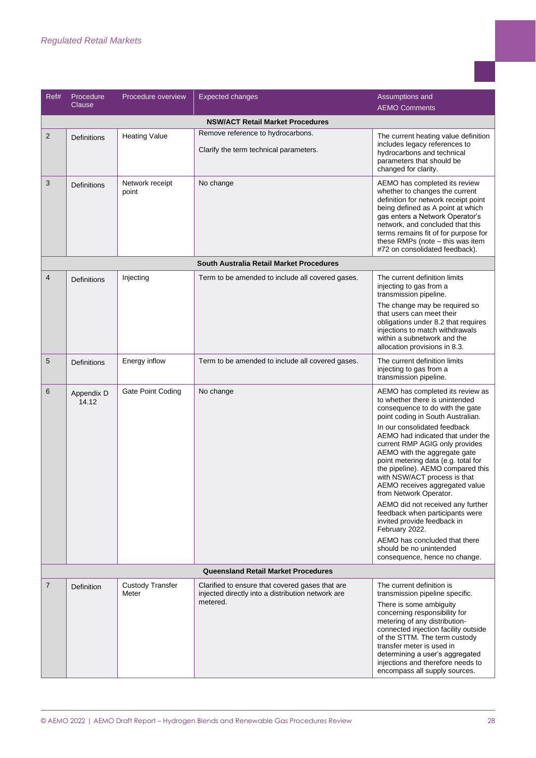| Ref# | Procedure Clause | Procedure overview | Expected changes | Assumptions and AEMO Comments |
|---|---|---|---|---|
| **NSW/ACT Retail Market Procedures** | | | | |
| 2 | Definitions | Heating Value | Remove reference to hydrocarbons.<br><br>Clarify the term technical parameters. | The current heating value definition includes legacy references to hydrocarbons and technical parameters that should be changed for clarity. |
| 3 | Definitions | Network receipt point | No change | AEMO has completed its review whether to changes the current definition for network receipt point being defined as A point at which gas enters a Network Operator's network, and concluded that this terms remains fit of for purpose for these RMPs (note – this was item #72 on consolidated feedback). |
| **South Australia Retail Market Procedures** | | | | |
| 4 | Definitions | Injecting | Term to be amended to include all covered gases. | The current definition limits injecting to gas from a transmission pipeline.<br><br>The change may be required so that users can meet their obligations under 8.2 that requires injections to match withdrawals within a subnetwork and the allocation provisions in 8.3. |
| 5 | Definitions | Energy inflow | Term to be amended to include all covered gases. | The current definition limits injecting to gas from a transmission pipeline. |
| 6 | Appendix D 14.12 | Gate Point Coding | No change | AEMO has completed its review as to whether there is unintended consequence to do with the gate point coding in South Australian.<br><br>In our consolidated feedback AEMO had indicated that under the current RMP AGIG only provides AEMO with the aggregate gate point metering data (e.g. total for the pipeline). AEMO compared this with NSW/ACT process is that AEMO receives aggregated value from Network Operator.<br><br>AEMO did not received any further feedback when participants were invited provide feedback in February 2022.<br><br>AEMO has concluded that there should be no unintended consequence, hence no change. |
| **Queensland Retail Market Procedures** | | | | |
| 7 | Definition | Custody Transfer Meter | Clarified to ensure that covered gases that are injected directly into a distribution network are metered. | The current definition is transmission pipeline specific.<br><br>There is some ambiguity concerning responsibility for metering of any distribution-connected injection facility outside of the STTM. The term custody transfer meter is used in determining a user's aggregated injections and therefore needs to encompass all supply sources. |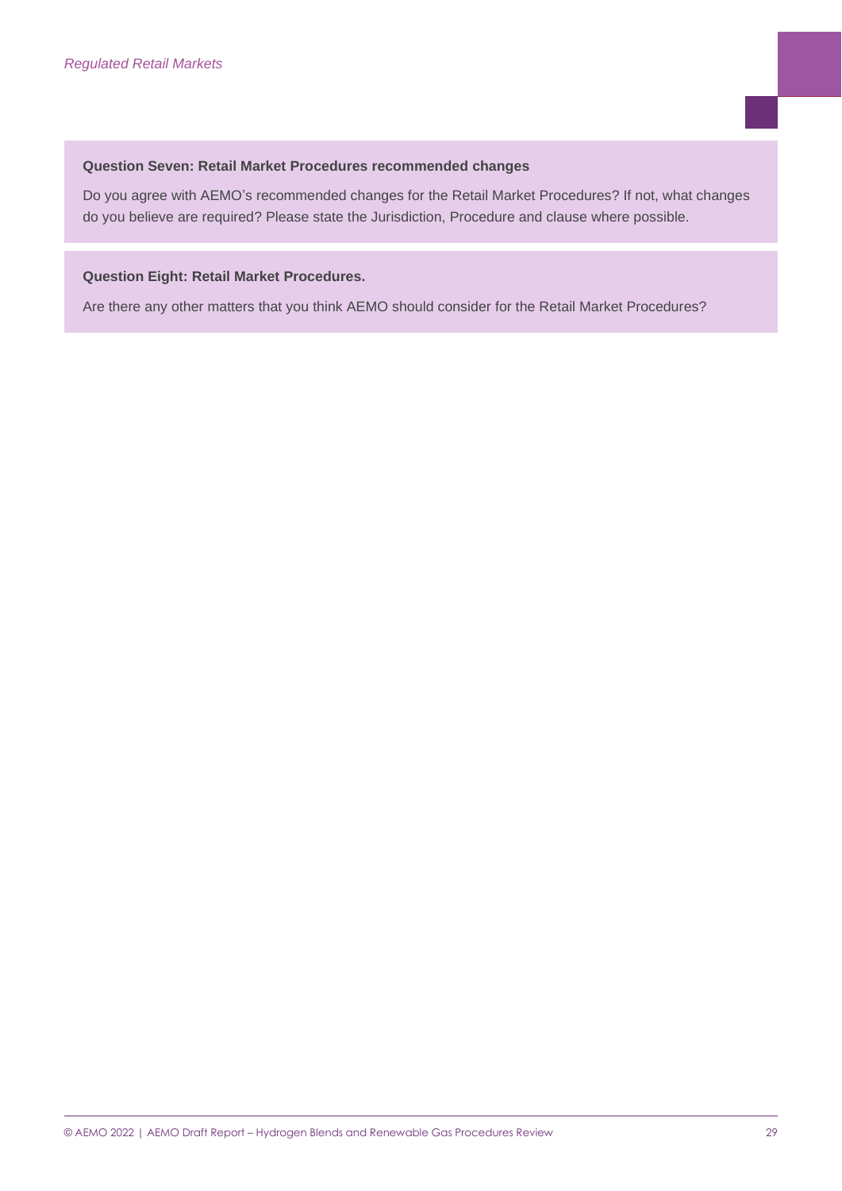**Question Seven: Retail Market Procedures recommended changes**

Do you agree with AEMO's recommended changes for the Retail Market Procedures? If not, what changes do you believe are required? Please state the Jurisdiction, Procedure and clause where possible.

**Question Eight: Retail Market Procedures.**

Are there any other matters that you think AEMO should consider for the Retail Market Procedures?